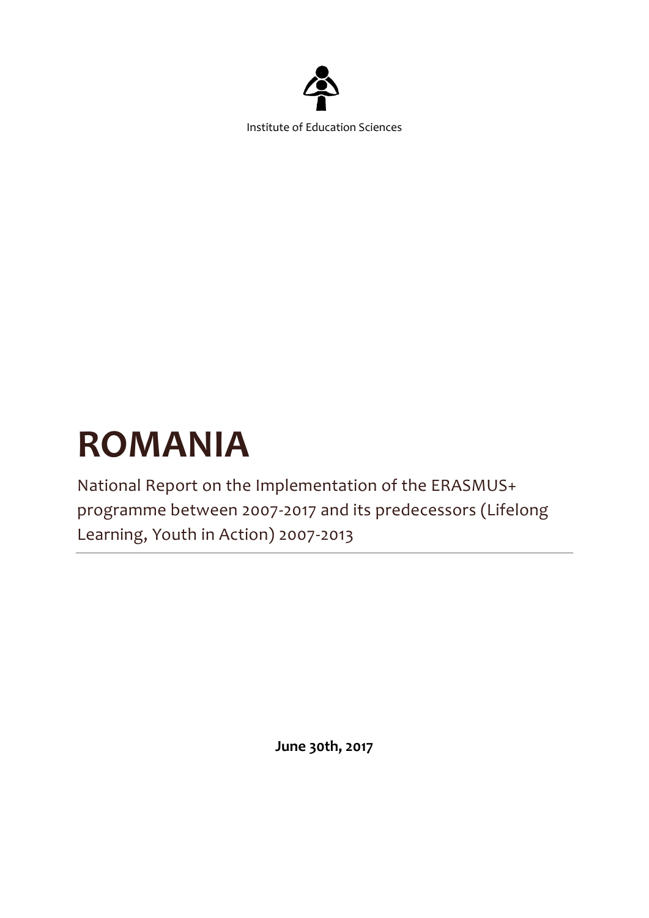Institute of Education Sciences

# ROMANIA

National Report on the Implementation of the ERASMUS+ programme between 2007-2017 and its predecessors (Lifelong Learning, Youth in Action) 2007-2013

**June 30th, 2017**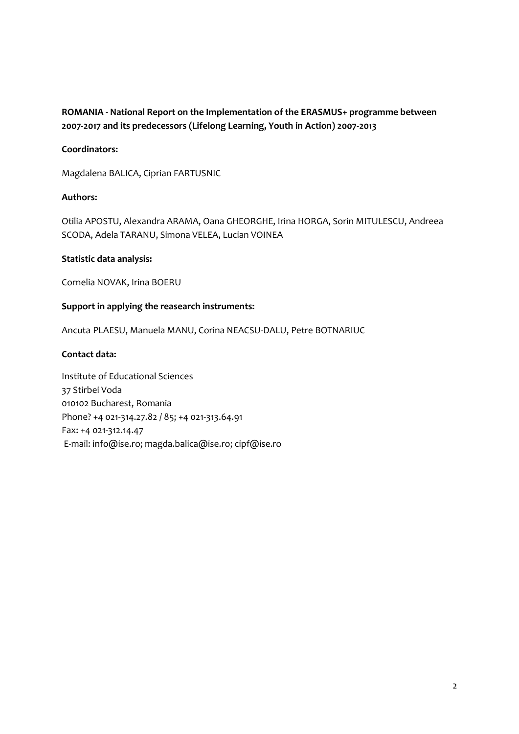**ROMANIA - National Report on the Implementation of the ERASMUS+ programme between 2007-2017 and its predecessors (Lifelong Learning, Youth in Action) 2007-2013**

**Coordinators:**

Magdalena BALICA, Ciprian FARTUSNIC

**Authors:**

Otilia APOSTU, Alexandra ARAMA, Oana GHEORGHE, Irina HORGA, Sorin MITULESCU, Andreea SCODA, Adela TARANU, Simona VELEA, Lucian VOINEA

**Statistic data analysis:**

Cornelia NOVAK, Irina BOERU

**Support in applying the reasearch instruments:**

Ancuta PLAESU, Manuela MANU, Corina NEACSU-DALU, Petre BOTNARIUC

**Contact data:**

Institute of Educational Sciences
37 Stirbei Voda
010102 Bucharest, Romania
Phone? +4 021-314.27.82 / 85; +4 021-313.64.91
Fax: +4 021-312.14.47
E-mail: info@ise.ro; magda.balica@ise.ro; cipf@ise.ro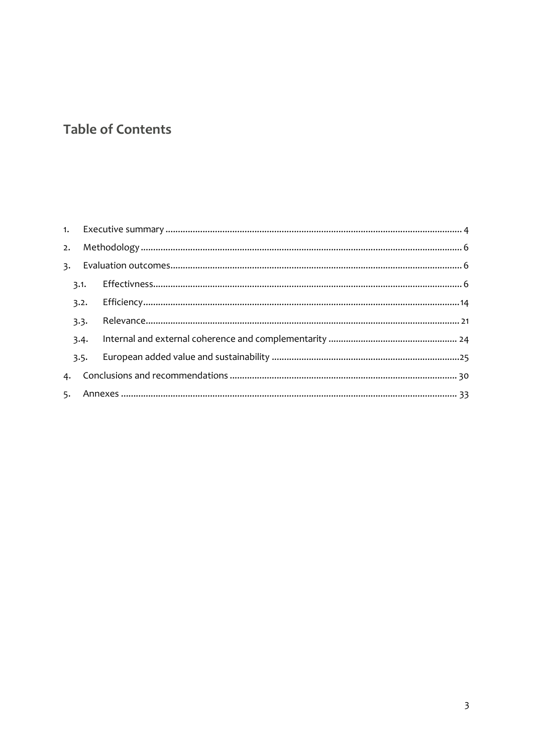# Table of Contents

1. Executive summary ........................................................................................................................ 4
2. Methodology ................................................................................................................................... 6
3. Evaluation outcomes ..................................................................................................................... 6
   3.1. Effectivness ............................................................................................................................... 6
   3.2. Efficiency .................................................................................................................................. 14
   3.3. Relevance ................................................................................................................................. 21
   3.4. Internal and external coherence and complementarity .................................................... 24
   3.5. European added value and sustainability ............................................................................ 25
4. Conclusions and recommendations ........................................................................................... 30
5. Annexes ........................................................................................................................................ 33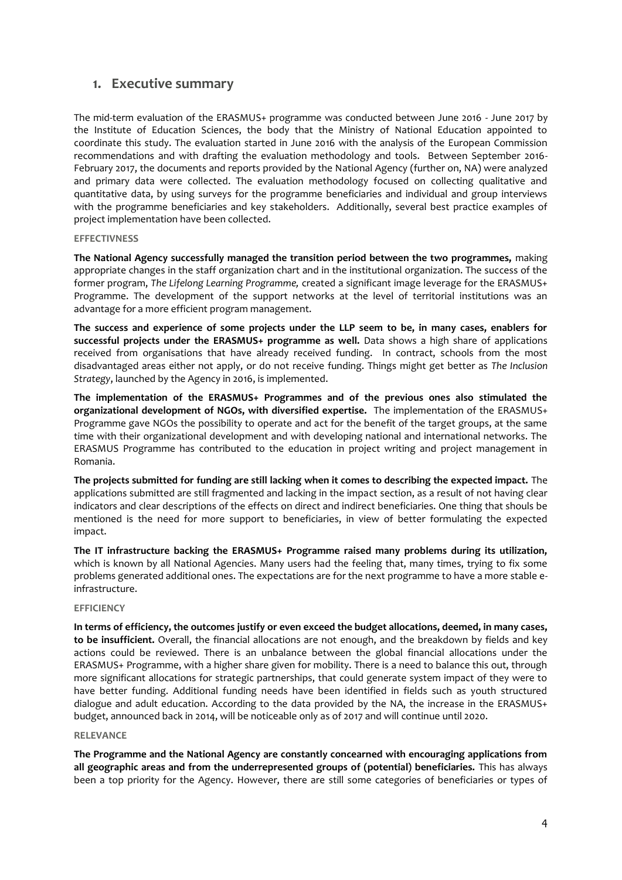# 1. Executive summary

The mid-term evaluation of the ERASMUS+ programme was conducted between June 2016 - June 2017 by the Institute of Education Sciences, the body that the Ministry of National Education appointed to coordinate this study. The evaluation started in June 2016 with the analysis of the European Commission recommendations and with drafting the evaluation methodology and tools. Between September 2016-February 2017, the documents and reports provided by the National Agency (further on, NA) were analyzed and primary data were collected. The evaluation methodology focused on collecting qualitative and quantitative data, by using surveys for the programme beneficiaries and individual and group interviews with the programme beneficiaries and key stakeholders. Additionally, several best practice examples of project implementation have been collected.

#### EFFECTIVNESS

**The National Agency successfully managed the transition period between the two programmes,** making appropriate changes in the staff organization chart and in the institutional organization. The success of the former program, *The Lifelong Learning Programme,* created a significant image leverage for the ERASMUS+ Programme. The development of the support networks at the level of territorial institutions was an advantage for a more efficient program management.

**The success and experience of some projects under the LLP seem to be, in many cases, enablers for successful projects under the ERASMUS+ programme as well.** Data shows a high share of applications received from organisations that have already received funding. In contract, schools from the most disadvantaged areas either not apply, or do not receive funding. Things might get better as *The Inclusion Strategy*, launched by the Agency in 2016, is implemented.

**The implementation of the ERASMUS+ Programmes and of the previous ones also stimulated the organizational development of NGOs, with diversified expertise.** The implementation of the ERASMUS+ Programme gave NGOs the possibility to operate and act for the benefit of the target groups, at the same time with their organizational development and with developing national and international networks. The ERASMUS Programme has contributed to the education in project writing and project management in Romania.

**The projects submitted for funding are still lacking when it comes to describing the expected impact.** The applications submitted are still fragmented and lacking in the impact section, as a result of not having clear indicators and clear descriptions of the effects on direct and indirect beneficiaries. One thing that shouls be mentioned is the need for more support to beneficiaries, in view of better formulating the expected impact.

**The IT infrastructure backing the ERASMUS+ Programme raised many problems during its utilization,** which is known by all National Agencies. Many users had the feeling that, many times, trying to fix some problems generated additional ones. The expectations are for the next programme to have a more stable e-infrastructure.

#### EFFICIENCY

**In terms of efficiency, the outcomes justify or even exceed the budget allocations, deemed, in many cases, to be insufficient.** Overall, the financial allocations are not enough, and the breakdown by fields and key actions could be reviewed. There is an unbalance between the global financial allocations under the ERASMUS+ Programme, with a higher share given for mobility. There is a need to balance this out, through more significant allocations for strategic partnerships, that could generate system impact of they were to have better funding. Additional funding needs have been identified in fields such as youth structured dialogue and adult education. According to the data provided by the NA, the increase in the ERASMUS+ budget, announced back in 2014, will be noticeable only as of 2017 and will continue until 2020.

#### RELEVANCE

**The Programme and the National Agency are constantly concearned with encouraging applications from all geographic areas and from the underrepresented groups of (potential) beneficiaries.** This has always been a top priority for the Agency. However, there are still some categories of beneficiaries or types of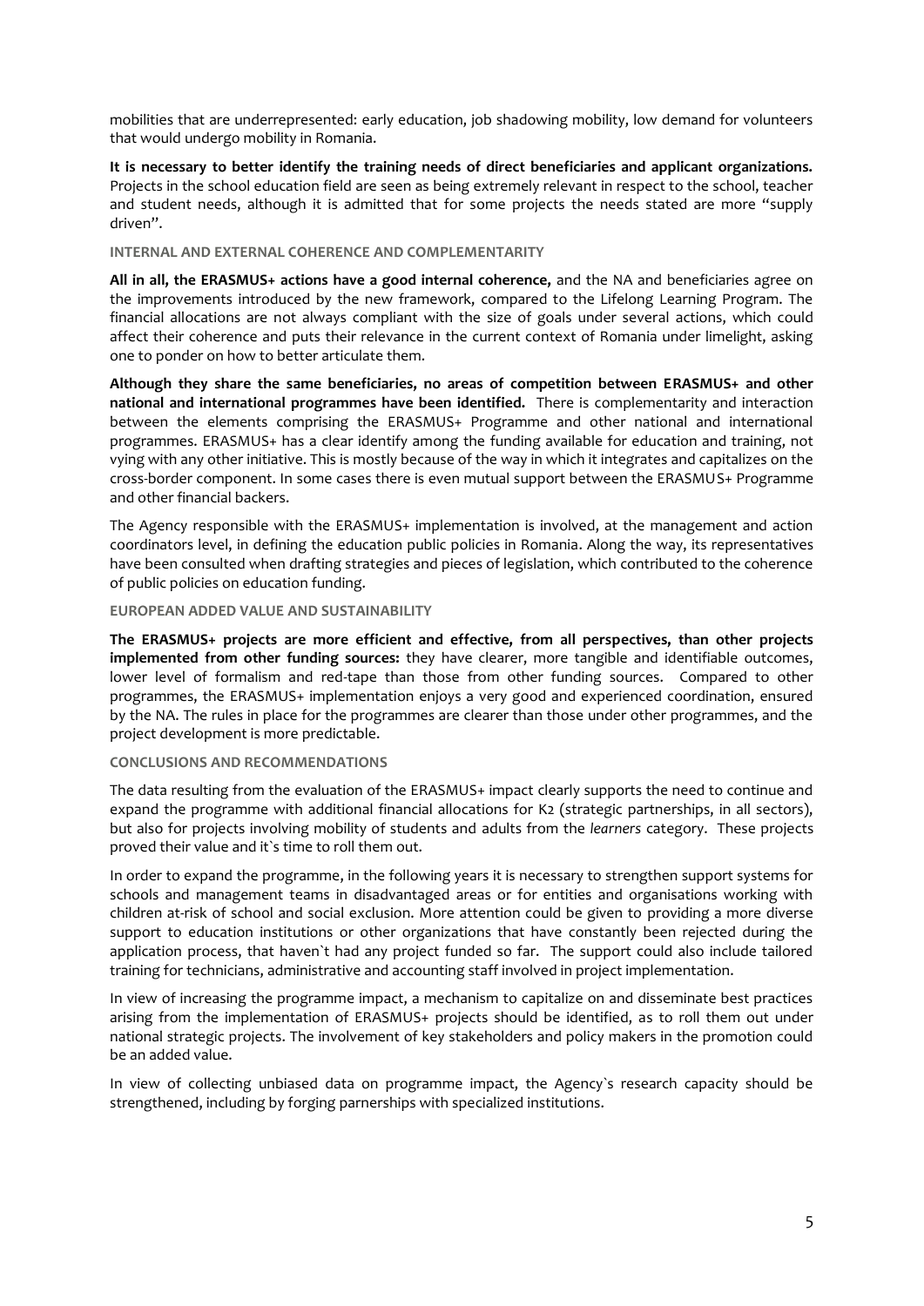mobilities that are underrepresented: early education, job shadowing mobility, low demand for volunteers that would undergo mobility in Romania.

**It is necessary to better identify the training needs of direct beneficiaries and applicant organizations.** Projects in the school education field are seen as being extremely relevant in respect to the school, teacher and student needs, although it is admitted that for some projects the needs stated are more "supply driven".

#### INTERNAL AND EXTERNAL COHERENCE AND COMPLEMENTARITY

**All in all, the ERASMUS+ actions have a good internal coherence,** and the NA and beneficiaries agree on the improvements introduced by the new framework, compared to the Lifelong Learning Program. The financial allocations are not always compliant with the size of goals under several actions, which could affect their coherence and puts their relevance in the current context of Romania under limelight, asking one to ponder on how to better articulate them.

**Although they share the same beneficiaries, no areas of competition between ERASMUS+ and other national and international programmes have been identified.** There is complementarity and interaction between the elements comprising the ERASMUS+ Programme and other national and international programmes. ERASMUS+ has a clear identify among the funding available for education and training, not vying with any other initiative. This is mostly because of the way in which it integrates and capitalizes on the cross-border component. In some cases there is even mutual support between the ERASMUS+ Programme and other financial backers.

The Agency responsible with the ERASMUS+ implementation is involved, at the management and action coordinators level, in defining the education public policies in Romania. Along the way, its representatives have been consulted when drafting strategies and pieces of legislation, which contributed to the coherence of public policies on education funding.

#### EUROPEAN ADDED VALUE AND SUSTAINABILITY

**The ERASMUS+ projects are more efficient and effective, from all perspectives, than other projects implemented from other funding sources:** they have clearer, more tangible and identifiable outcomes, lower level of formalism and red-tape than those from other funding sources. Compared to other programmes, the ERASMUS+ implementation enjoys a very good and experienced coordination, ensured by the NA. The rules in place for the programmes are clearer than those under other programmes, and the project development is more predictable.

#### CONCLUSIONS AND RECOMMENDATIONS

The data resulting from the evaluation of the ERASMUS+ impact clearly supports the need to continue and expand the programme with additional financial allocations for K2 (strategic partnerships, in all sectors), but also for projects involving mobility of students and adults from the *learners* category. These projects proved their value and it`s time to roll them out.

In order to expand the programme, in the following years it is necessary to strengthen support systems for schools and management teams in disadvantaged areas or for entities and organisations working with children at-risk of school and social exclusion. More attention could be given to providing a more diverse support to education institutions or other organizations that have constantly been rejected during the application process, that haven`t had any project funded so far. The support could also include tailored training for technicians, administrative and accounting staff involved in project implementation.

In view of increasing the programme impact, a mechanism to capitalize on and disseminate best practices arising from the implementation of ERASMUS+ projects should be identified, as to roll them out under national strategic projects. The involvement of key stakeholders and policy makers in the promotion could be an added value.

In view of collecting unbiased data on programme impact, the Agency`s research capacity should be strengthened, including by forging parnerships with specialized institutions.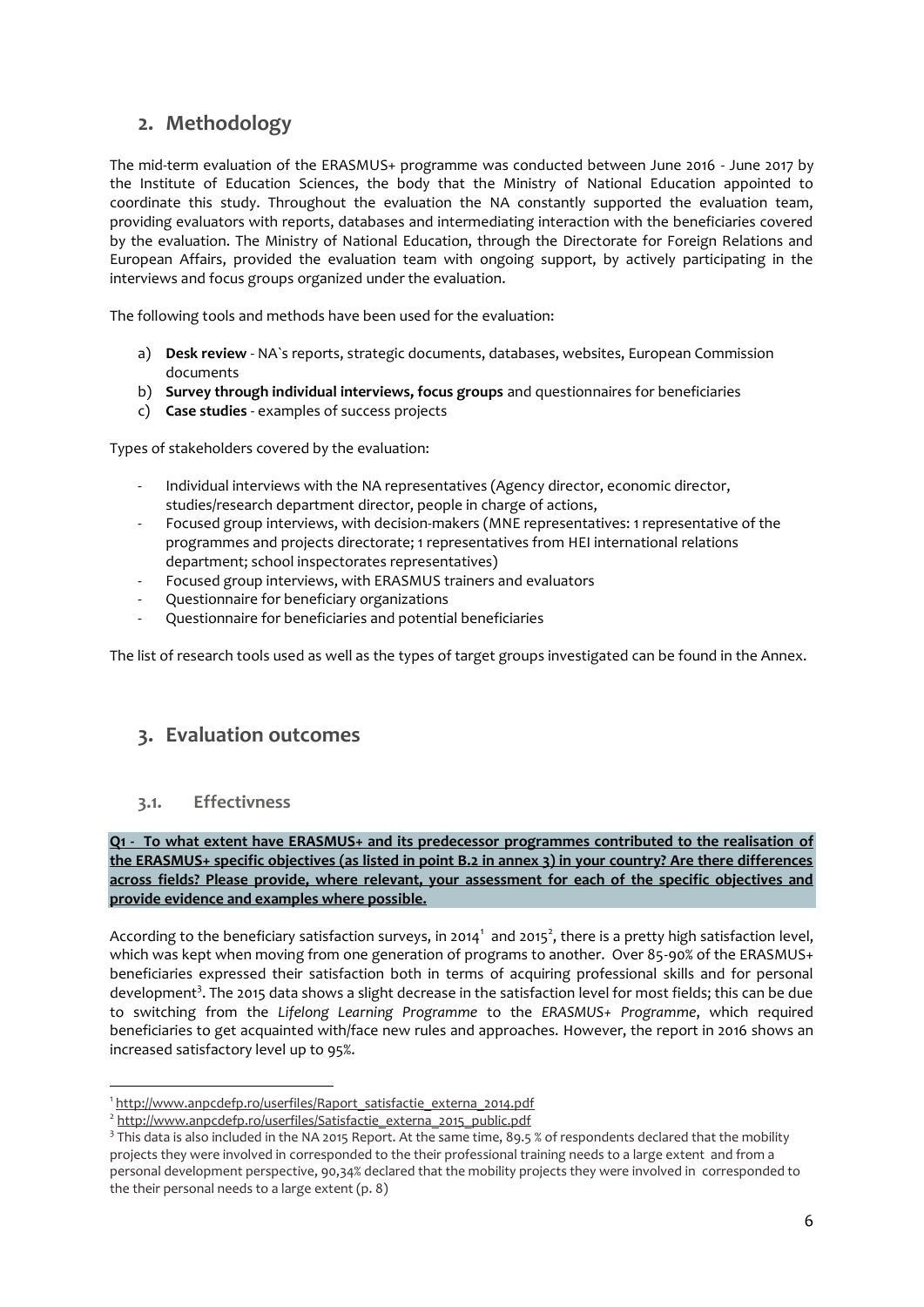## 2. Methodology

The mid-term evaluation of the ERASMUS+ programme was conducted between June 2016 - June 2017 by the Institute of Education Sciences, the body that the Ministry of National Education appointed to coordinate this study. Throughout the evaluation the NA constantly supported the evaluation team, providing evaluators with reports, databases and intermediating interaction with the beneficiaries covered by the evaluation. The Ministry of National Education, through the Directorate for Foreign Relations and European Affairs, provided the evaluation team with ongoing support, by actively participating in the interviews and focus groups organized under the evaluation.

The following tools and methods have been used for the evaluation:

a) **Desk review** - NA`s reports, strategic documents, databases, websites, European Commission documents
b) **Survey through individual interviews, focus groups** and questionnaires for beneficiaries
c) **Case studies** - examples of success projects

Types of stakeholders covered by the evaluation:

- Individual interviews with the NA representatives (Agency director, economic director, studies/research department director, people in charge of actions,
- Focused group interviews, with decision-makers (MNE representatives: 1 representative of the programmes and projects directorate; 1 representatives from HEI international relations department; school inspectorates representatives)
- Focused group interviews, with ERASMUS trainers and evaluators
- Questionnaire for beneficiary organizations
- Questionnaire for beneficiaries and potential beneficiaries

The list of research tools used as well as the types of target groups investigated can be found in the Annex.

## 3. Evaluation outcomes

### 3.1. Effectivness

**Q1 - To what extent have ERASMUS+ and its predecessor programmes contributed to the realisation of the ERASMUS+ specific objectives (as listed in point B.2 in annex 3) in your country? Are there differences across fields? Please provide, where relevant, your assessment for each of the specific objectives and provide evidence and examples where possible.**

According to the beneficiary satisfaction surveys, in 2014[1] and 2015[2], there is a pretty high satisfaction level, which was kept when moving from one generation of programs to another. Over 85-90% of the ERASMUS+ beneficiaries expressed their satisfaction both in terms of acquiring professional skills and for personal development[3]. The 2015 data shows a slight decrease in the satisfaction level for most fields; this can be due to switching from the *Lifelong Learning Programme* to the *ERASMUS+ Programme*, which required beneficiaries to get acquainted with/face new rules and approaches. However, the report in 2016 shows an increased satisfactory level up to 95%.

[1] http://www.anpcdefp.ro/userfiles/Raport_satisfactie_externa_2014.pdf

[2] http://www.anpcdefp.ro/userfiles/Satisfactie_externa_2015_public.pdf

[3] This data is also included in the NA 2015 Report. At the same time, 89.5 % of respondents declared that the mobility projects they were involved in corresponded to the their professional training needs to a large extent and from a personal development perspective, 90,34% declared that the mobility projects they were involved in corresponded to the their personal needs to a large extent (p. 8)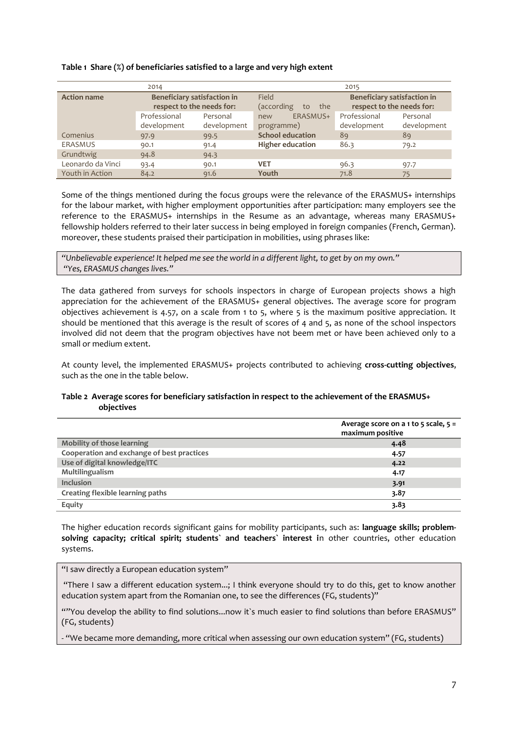**Table 1 Share (%) of beneficiaries satisfied to a large and very high extent**

| | 2014 | | 2015 | | |
|---|---|---|---|---|---|
| **Action name** | **Beneficiary satisfaction in respect to the needs for:** | | Field (according to the new ERASMUS+ programme) | **Beneficiary satisfaction in respect to the needs for:** | |
| | Professional development | Personal development | | Professional development | Personal development |
| Comenius | 97.9 | 99.5 | **School education** | 89 | 89 |
| ERASMUS | 90.1 | 91.4 | **Higher education** | 86.3 | 79.2 |
| Grundtwig | 94.8 | 94.3 | | | |
| Leonardo da Vinci | 93.4 | 90.1 | **VET** | 96.3 | 97.7 |
| Youth in Action | 84.2 | 91.6 | **Youth** | 71.8 | 75 |

Some of the things mentioned during the focus groups were the relevance of the ERASMUS+ internships for the labour market, with higher employment opportunities after participation: many employers see the reference to the ERASMUS+ internships in the Resume as an advantage, whereas many ERASMUS+ fellowship holders referred to their later success in being employed in foreign companies (French, German). moreover, these students praised their participation in mobilities, using phrases like:

> *"Unbelievable experience! It helped me see the world in a different light, to get by on my own."*
> *"Yes, ERASMUS changes lives."*

The data gathered from surveys for schools inspectors in charge of European projects shows a high appreciation for the achievement of the ERASMUS+ general objectives. The average score for program objectives achievement is 4.57, on a scale from 1 to 5, where 5 is the maximum positive appreciation. It should be mentioned that this average is the result of scores of 4 and 5, as none of the school inspectors involved did not deem that the program objectives have not beem met or have been achieved only to a small or medium extent.

At county level, the implemented ERASMUS+ projects contributed to achieving **cross-cutting objectives**, such as the one in the table below.

**Table 2 Average scores for beneficiary satisfaction in respect to the achievement of the ERASMUS+ objectives**

| | Average score on a 1 to 5 scale, 5 = maximum positive |
|---|---|
| **Mobility of those learning** | **4.48** |
| **Cooperation and exchange of best practices** | **4.57** |
| **Use of digital knowledge/ITC** | **4.22** |
| **Multilingualism** | **4.17** |
| **Inclusion** | **3.91** |
| **Creating flexible learning paths** | **3.87** |
| **Equity** | **3.83** |

The higher education records significant gains for mobility participants, such as: **language skills; problem-solving capacity; critical spirit; students` and teachers` interest i**n other countries, other education systems.

> "I saw directly a European education system"
>
> "There I saw a different education system...; I think everyone should try to do this, get to know another education system apart from the Romanian one, to see the differences (FG, students)"
>
> ""You develop the ability to find solutions...now it`s much easier to find solutions than before ERASMUS" (FG, students)
>
> - "We became more demanding, more critical when assessing our own education system" (FG, students)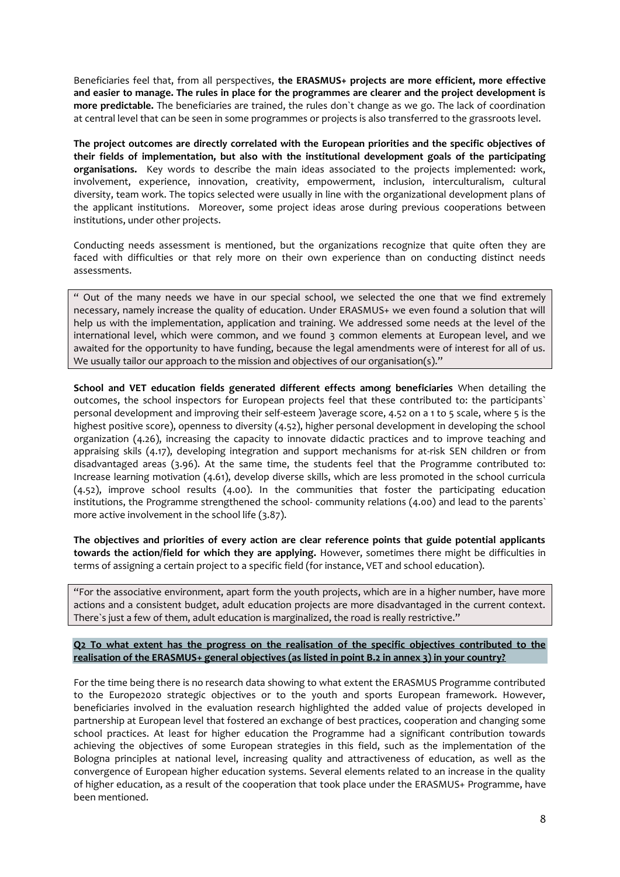Beneficiaries feel that, from all perspectives, **the ERASMUS+ projects are more efficient, more effective and easier to manage. The rules in place for the programmes are clearer and the project development is more predictable.** The beneficiaries are trained, the rules don`t change as we go. The lack of coordination at central level that can be seen in some programmes or projects is also transferred to the grassroots level.

**The project outcomes are directly correlated with the European priorities and the specific objectives of their fields of implementation, but also with the institutional development goals of the participating organisations.** Key words to describe the main ideas associated to the projects implemented: work, involvement, experience, innovation, creativity, empowerment, inclusion, interculturalism, cultural diversity, team work. The topics selected were usually in line with the organizational development plans of the applicant institutions. Moreover, some project ideas arose during previous cooperations between institutions, under other projects.

Conducting needs assessment is mentioned, but the organizations recognize that quite often they are faced with difficulties or that rely more on their own experience than on conducting distinct needs assessments.

> " Out of the many needs we have in our special school, we selected the one that we find extremely necessary, namely increase the quality of education. Under ERASMUS+ we even found a solution that will help us with the implementation, application and training. We addressed some needs at the level of the international level, which were common, and we found 3 common elements at European level, and we awaited for the opportunity to have funding, because the legal amendments were of interest for all of us. We usually tailor our approach to the mission and objectives of our organisation(s)."

**School and VET education fields generated different effects among beneficiaries** When detailing the outcomes, the school inspectors for European projects feel that these contributed to: the participants` personal development and improving their self-esteem )average score, 4.52 on a 1 to 5 scale, where 5 is the highest positive score), openness to diversity (4.52), higher personal development in developing the school organization (4.26), increasing the capacity to innovate didactic practices and to improve teaching and appraising skils (4.17), developing integration and support mechanisms for at-risk SEN children or from disadvantaged areas (3.96). At the same time, the students feel that the Programme contributed to: Increase learning motivation (4.61), develop diverse skills, which are less promoted in the school curricula (4.52), improve school results (4.00). In the communities that foster the participating education institutions, the Programme strengthened the school- community relations (4.00) and lead to the parents` more active involvement in the school life (3.87).

**The objectives and priorities of every action are clear reference points that guide potential applicants towards the action/field for which they are applying.** However, sometimes there might be difficulties in terms of assigning a certain project to a specific field (for instance, VET and school education).

> "For the associative environment, apart form the youth projects, which are in a higher number, have more actions and a consistent budget, adult education projects are more disadvantaged in the current context. There`s just a few of them, adult education is marginalized, the road is really restrictive."

**Q2 To what extent has the progress on the realisation of the specific objectives contributed to the realisation of the ERASMUS+ general objectives (as listed in point B.2 in annex 3) in your country?**

For the time being there is no research data showing to what extent the ERASMUS Programme contributed to the Europe2020 strategic objectives or to the youth and sports European framework. However, beneficiaries involved in the evaluation research highlighted the added value of projects developed in partnership at European level that fostered an exchange of best practices, cooperation and changing some school practices. At least for higher education the Programme had a significant contribution towards achieving the objectives of some European strategies in this field, such as the implementation of the Bologna principles at national level, increasing quality and attractiveness of education, as well as the convergence of European higher education systems. Several elements related to an increase in the quality of higher education, as a result of the cooperation that took place under the ERASMUS+ Programme, have been mentioned.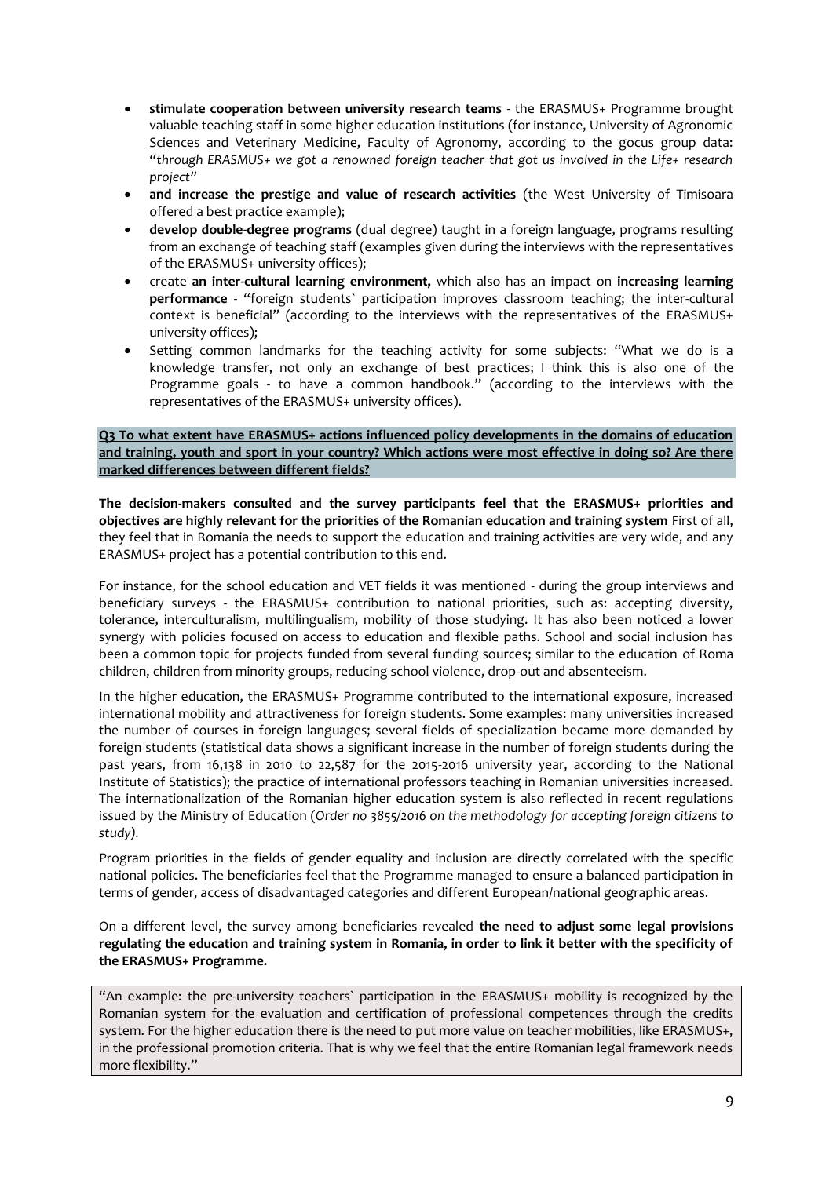- **stimulate cooperation between university research teams** - the ERASMUS+ Programme brought valuable teaching staff in some higher education institutions (for instance, University of Agronomic Sciences and Veterinary Medicine, Faculty of Agronomy, according to the gocus group data: "*through ERASMUS+ we got a renowned foreign teacher that got us involved in the Life+ research project*"
- **and increase the prestige and value of research activities** (the West University of Timisoara offered a best practice example);
- **develop double-degree programs** (dual degree) taught in a foreign language, programs resulting from an exchange of teaching staff (examples given during the interviews with the representatives of the ERASMUS+ university offices);
- create **an inter-cultural learning environment,** which also has an impact on **increasing learning performance** - "foreign students` participation improves classroom teaching; the inter-cultural context is beneficial" (according to the interviews with the representatives of the ERASMUS+ university offices);
- Setting common landmarks for the teaching activity for some subjects: "What we do is a knowledge transfer, not only an exchange of best practices; I think this is also one of the Programme goals - to have a common handbook." (according to the interviews with the representatives of the ERASMUS+ university offices).

**Q3 To what extent have ERASMUS+ actions influenced policy developments in the domains of education and training, youth and sport in your country? Which actions were most effective in doing so? Are there marked differences between different fields?**

**The decision-makers consulted and the survey participants feel that the ERASMUS+ priorities and objectives are highly relevant for the priorities of the Romanian education and training system** First of all, they feel that in Romania the needs to support the education and training activities are very wide, and any ERASMUS+ project has a potential contribution to this end.

For instance, for the school education and VET fields it was mentioned - during the group interviews and beneficiary surveys - the ERASMUS+ contribution to national priorities, such as: accepting diversity, tolerance, interculturalism, multilingualism, mobility of those studying. It has also been noticed a lower synergy with policies focused on access to education and flexible paths. School and social inclusion has been a common topic for projects funded from several funding sources; similar to the education of Roma children, children from minority groups, reducing school violence, drop-out and absenteeism.

In the higher education, the ERASMUS+ Programme contributed to the international exposure, increased international mobility and attractiveness for foreign students. Some examples: many universities increased the number of courses in foreign languages; several fields of specialization became more demanded by foreign students (statistical data shows a significant increase in the number of foreign students during the past years, from 16,138 in 2010 to 22,587 for the 2015-2016 university year, according to the National Institute of Statistics); the practice of international professors teaching in Romanian universities increased. The internationalization of the Romanian higher education system is also reflected in recent regulations issued by the Ministry of Education (*Order no 3855/2016 on the methodology for accepting foreign citizens to study*).

Program priorities in the fields of gender equality and inclusion are directly correlated with the specific national policies. The beneficiaries feel that the Programme managed to ensure a balanced participation in terms of gender, access of disadvantaged categories and different European/national geographic areas.

On a different level, the survey among beneficiaries revealed **the need to adjust some legal provisions regulating the education and training system in Romania, in order to link it better with the specificity of the ERASMUS+ Programme.**

> "An example: the pre-university teachers` participation in the ERASMUS+ mobility is recognized by the Romanian system for the evaluation and certification of professional competences through the credits system. For the higher education there is the need to put more value on teacher mobilities, like ERASMUS+, in the professional promotion criteria. That is why we feel that the entire Romanian legal framework needs more flexibility."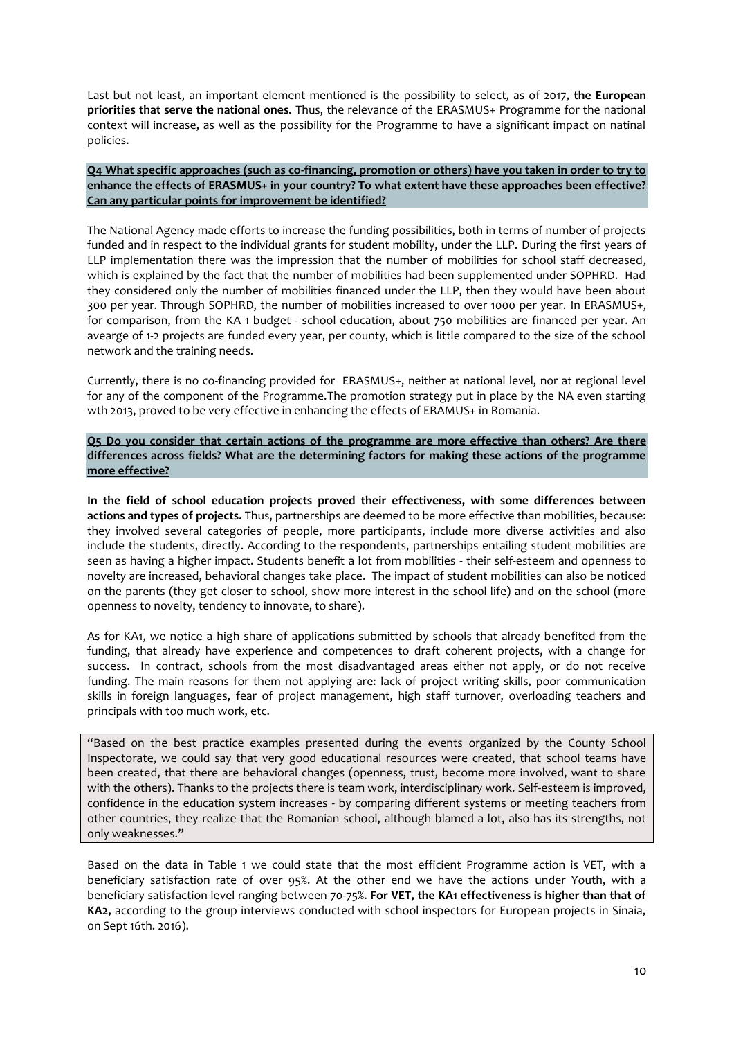Last but not least, an important element mentioned is the possibility to select, as of 2017, **the European priorities that serve the national ones.** Thus, the relevance of the ERASMUS+ Programme for the national context will increase, as well as the possibility for the Programme to have a significant impact on natinal policies.

**Q4 What specific approaches (such as co-financing, promotion or others) have you taken in order to try to enhance the effects of ERASMUS+ in your country? To what extent have these approaches been effective? Can any particular points for improvement be identified?**

The National Agency made efforts to increase the funding possibilities, both in terms of number of projects funded and in respect to the individual grants for student mobility, under the LLP. During the first years of LLP implementation there was the impression that the number of mobilities for school staff decreased, which is explained by the fact that the number of mobilities had been supplemented under SOPHRD. Had they considered only the number of mobilities financed under the LLP, then they would have been about 300 per year. Through SOPHRD, the number of mobilities increased to over 1000 per year. In ERASMUS+, for comparison, from the KA 1 budget - school education, about 750 mobilities are financed per year. An avearge of 1-2 projects are funded every year, per county, which is little compared to the size of the school network and the training needs.

Currently, there is no co-financing provided for ERASMUS+, neither at national level, nor at regional level for any of the component of the Programme.The promotion strategy put in place by the NA even starting wth 2013, proved to be very effective in enhancing the effects of ERAMUS+ in Romania.

**Q5 Do you consider that certain actions of the programme are more effective than others? Are there differences across fields? What are the determining factors for making these actions of the programme more effective?**

**In the field of school education projects proved their effectiveness, with some differences between actions and types of projects.** Thus, partnerships are deemed to be more effective than mobilities, because: they involved several categories of people, more participants, include more diverse activities and also include the students, directly. According to the respondents, partnerships entailing student mobilities are seen as having a higher impact. Students benefit a lot from mobilities - their self-esteem and openness to novelty are increased, behavioral changes take place. The impact of student mobilities can also be noticed on the parents (they get closer to school, show more interest in the school life) and on the school (more openness to novelty, tendency to innovate, to share).

As for KA1, we notice a high share of applications submitted by schools that already benefited from the funding, that already have experience and competences to draft coherent projects, with a change for success. In contract, schools from the most disadvantaged areas either not apply, or do not receive funding. The main reasons for them not applying are: lack of project writing skills, poor communication skills in foreign languages, fear of project management, high staff turnover, overloading teachers and principals with too much work, etc.

> "Based on the best practice examples presented during the events organized by the County School Inspectorate, we could say that very good educational resources were created, that school teams have been created, that there are behavioral changes (openness, trust, become more involved, want to share with the others). Thanks to the projects there is team work, interdisciplinary work. Self-esteem is improved, confidence in the education system increases - by comparing different systems or meeting teachers from other countries, they realize that the Romanian school, although blamed a lot, also has its strengths, not only weaknesses."

Based on the data in Table 1 we could state that the most efficient Programme action is VET, with a beneficiary satisfaction rate of over 95%. At the other end we have the actions under Youth, with a beneficiary satisfaction level ranging between 70-75%. **For VET, the KA1 effectiveness is higher than that of KA2,** according to the group interviews conducted with school inspectors for European projects in Sinaia, on Sept 16th. 2016).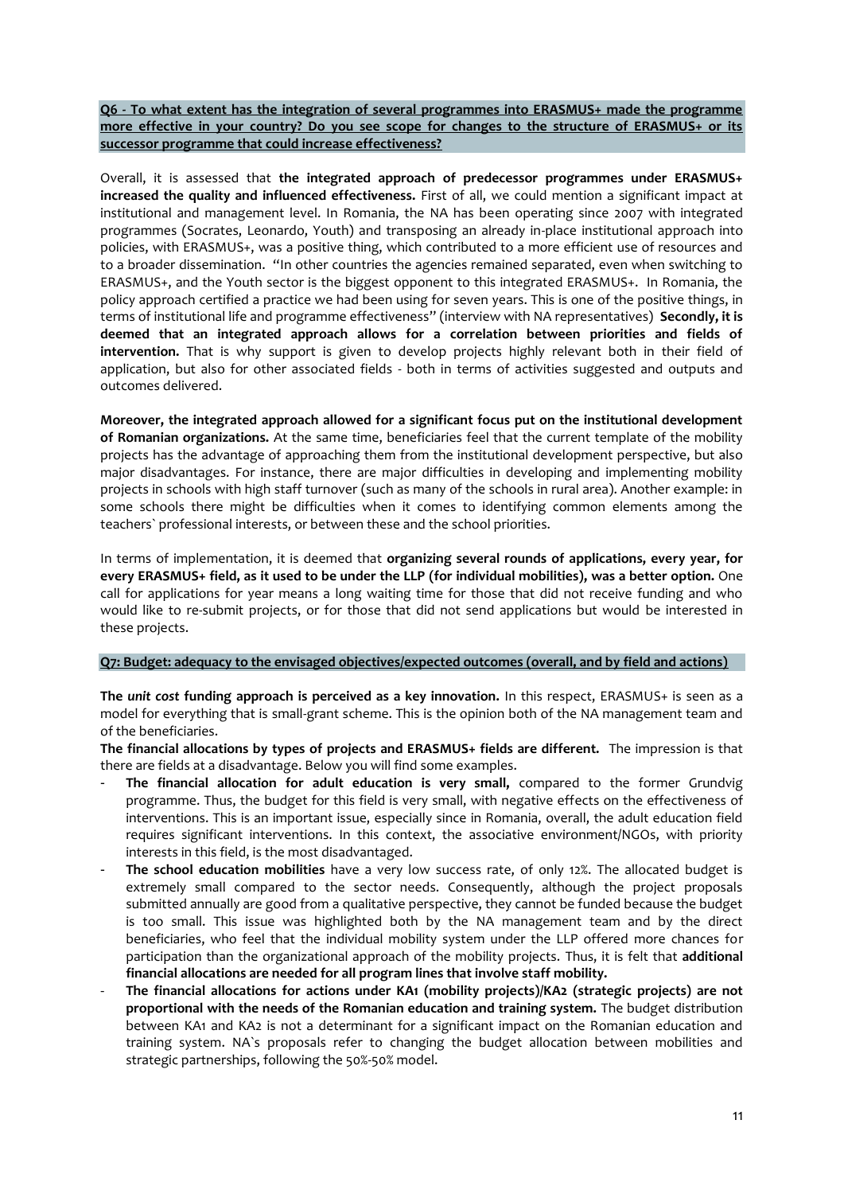**Q6 - To what extent has the integration of several programmes into ERASMUS+ made the programme more effective in your country? Do you see scope for changes to the structure of ERASMUS+ or its successor programme that could increase effectiveness?**

Overall, it is assessed that **the integrated approach of predecessor programmes under ERASMUS+ increased the quality and influenced effectiveness.** First of all, we could mention a significant impact at institutional and management level. In Romania, the NA has been operating since 2007 with integrated programmes (Socrates, Leonardo, Youth) and transposing an already in-place institutional approach into policies, with ERASMUS+, was a positive thing, which contributed to a more efficient use of resources and to a broader dissemination. "In other countries the agencies remained separated, even when switching to ERASMUS+, and the Youth sector is the biggest opponent to this integrated ERASMUS+. In Romania, the policy approach certified a practice we had been using for seven years. This is one of the positive things, in terms of institutional life and programme effectiveness" (interview with NA representatives) **Secondly, it is deemed that an integrated approach allows for a correlation between priorities and fields of intervention.** That is why support is given to develop projects highly relevant both in their field of application, but also for other associated fields - both in terms of activities suggested and outputs and outcomes delivered.

**Moreover, the integrated approach allowed for a significant focus put on the institutional development of Romanian organizations.** At the same time, beneficiaries feel that the current template of the mobility projects has the advantage of approaching them from the institutional development perspective, but also major disadvantages. For instance, there are major difficulties in developing and implementing mobility projects in schools with high staff turnover (such as many of the schools in rural area). Another example: in some schools there might be difficulties when it comes to identifying common elements among the teachers` professional interests, or between these and the school priorities.

In terms of implementation, it is deemed that **organizing several rounds of applications, every year, for every ERASMUS+ field, as it used to be under the LLP (for individual mobilities), was a better option.** One call for applications for year means a long waiting time for those that did not receive funding and who would like to re-submit projects, or for those that did not send applications but would be interested in these projects.

**Q7: Budget: adequacy to the envisaged objectives/expected outcomes (overall, and by field and actions)**

**The *unit cost* funding approach is perceived as a key innovation.** In this respect, ERASMUS+ is seen as a model for everything that is small-grant scheme. This is the opinion both of the NA management team and of the beneficiaries.

**The financial allocations by types of projects and ERASMUS+ fields are different.** The impression is that there are fields at a disadvantage. Below you will find some examples.

- **The financial allocation for adult education is very small,** compared to the former Grundvig programme. Thus, the budget for this field is very small, with negative effects on the effectiveness of interventions. This is an important issue, especially since in Romania, overall, the adult education field requires significant interventions. In this context, the associative environment/NGOs, with priority interests in this field, is the most disadvantaged.
- **The school education mobilities** have a very low success rate, of only 12%. The allocated budget is extremely small compared to the sector needs. Consequently, although the project proposals submitted annually are good from a qualitative perspective, they cannot be funded because the budget is too small. This issue was highlighted both by the NA management team and by the direct beneficiaries, who feel that the individual mobility system under the LLP offered more chances for participation than the organizational approach of the mobility projects. Thus, it is felt that **additional financial allocations are needed for all program lines that involve staff mobility.**
- **The financial allocations for actions under KA1 (mobility projects)/KA2 (strategic projects) are not proportional with the needs of the Romanian education and training system.** The budget distribution between KA1 and KA2 is not a determinant for a significant impact on the Romanian education and training system. NA`s proposals refer to changing the budget allocation between mobilities and strategic partnerships, following the 50%-50% model.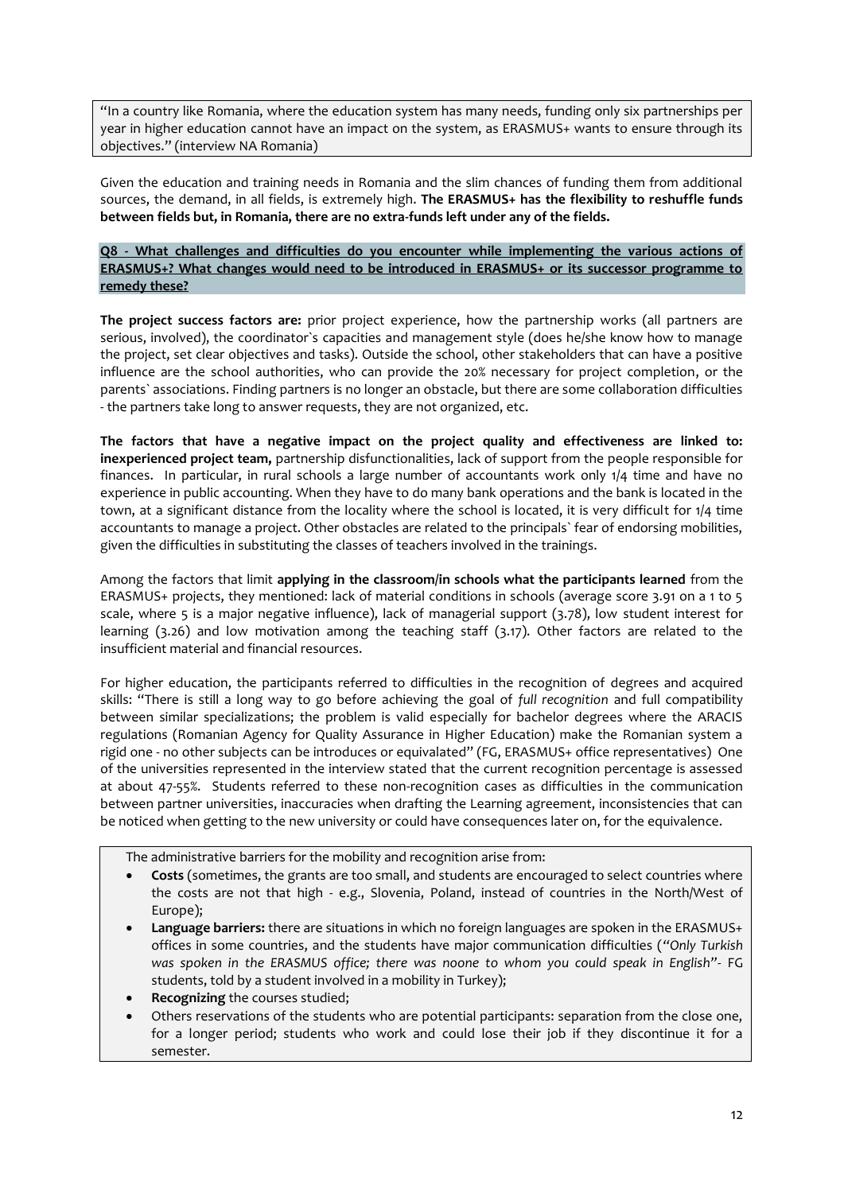"In a country like Romania, where the education system has many needs, funding only six partnerships per year in higher education cannot have an impact on the system, as ERASMUS+ wants to ensure through its objectives." (interview NA Romania)

Given the education and training needs in Romania and the slim chances of funding them from additional sources, the demand, in all fields, is extremely high. **The ERASMUS+ has the flexibility to reshuffle funds between fields but, in Romania, there are no extra-funds left under any of the fields.**

**Q8 - What challenges and difficulties do you encounter while implementing the various actions of ERASMUS+? What changes would need to be introduced in ERASMUS+ or its successor programme to remedy these?**

**The project success factors are:** prior project experience, how the partnership works (all partners are serious, involved), the coordinator`s capacities and management style (does he/she know how to manage the project, set clear objectives and tasks). Outside the school, other stakeholders that can have a positive influence are the school authorities, who can provide the 20% necessary for project completion, or the parents` associations. Finding partners is no longer an obstacle, but there are some collaboration difficulties - the partners take long to answer requests, they are not organized, etc.

**The factors that have a negative impact on the project quality and effectiveness are linked to: inexperienced project team,** partnership disfunctionalities, lack of support from the people responsible for finances. In particular, in rural schools a large number of accountants work only 1/4 time and have no experience in public accounting. When they have to do many bank operations and the bank is located in the town, at a significant distance from the locality where the school is located, it is very difficult for 1/4 time accountants to manage a project. Other obstacles are related to the principals` fear of endorsing mobilities, given the difficulties in substituting the classes of teachers involved in the trainings.

Among the factors that limit **applying in the classroom/in schools what the participants learned** from the ERASMUS+ projects, they mentioned: lack of material conditions in schools (average score 3.91 on a 1 to 5 scale, where 5 is a major negative influence), lack of managerial support (3.78), low student interest for learning (3.26) and low motivation among the teaching staff (3.17). Other factors are related to the insufficient material and financial resources.

For higher education, the participants referred to difficulties in the recognition of degrees and acquired skills: "There is still a long way to go before achieving the goal of *full recognition* and full compatibility between similar specializations; the problem is valid especially for bachelor degrees where the ARACIS regulations (Romanian Agency for Quality Assurance in Higher Education) make the Romanian system a rigid one - no other subjects can be introduces or equivalated" (FG, ERASMUS+ office representatives) One of the universities represented in the interview stated that the current recognition percentage is assessed at about 47-55%. Students referred to these non-recognition cases as difficulties in the communication between partner universities, inaccuracies when drafting the Learning agreement, inconsistencies that can be noticed when getting to the new university or could have consequences later on, for the equivalence.

The administrative barriers for the mobility and recognition arise from:

- **Costs** (sometimes, the grants are too small, and students are encouraged to select countries where the costs are not that high - e.g., Slovenia, Poland, instead of countries in the North/West of Europe);
- **Language barriers:** there are situations in which no foreign languages are spoken in the ERASMUS+ offices in some countries, and the students have major communication difficulties ("*Only Turkish was spoken in the ERASMUS office; there was noone to whom you could speak in English*"- FG students, told by a student involved in a mobility in Turkey);
- **Recognizing** the courses studied;
- Others reservations of the students who are potential participants: separation from the close one, for a longer period; students who work and could lose their job if they discontinue it for a semester.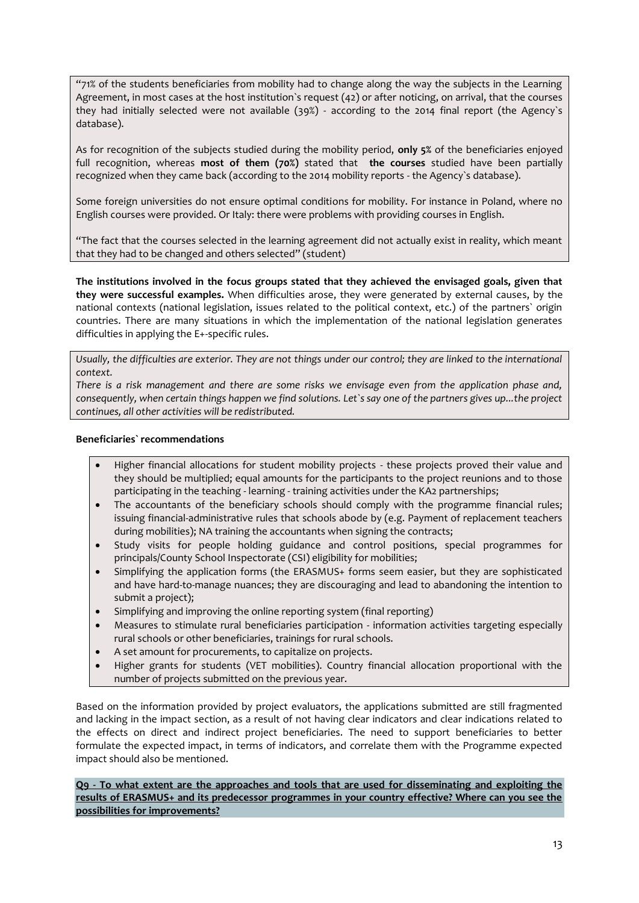"71% of the students beneficiaries from mobility had to change along the way the subjects in the Learning Agreement, in most cases at the host institution`s request (42) or after noticing, on arrival, that the courses they had initially selected were not available (39%) - according to the 2014 final report (the Agency`s database).

As for recognition of the subjects studied during the mobility period, **only 5%** of the beneficiaries enjoyed full recognition, whereas **most of them (70%)** stated that **the courses** studied have been partially recognized when they came back (according to the 2014 mobility reports - the Agency`s database).

Some foreign universities do not ensure optimal conditions for mobility. For instance in Poland, where no English courses were provided. Or Italy: there were problems with providing courses in English.

"The fact that the courses selected in the learning agreement did not actually exist in reality, which meant that they had to be changed and others selected" (student)

**The institutions involved in the focus groups stated that they achieved the envisaged goals, given that they were successful examples.** When difficulties arose, they were generated by external causes, by the national contexts (national legislation, issues related to the political context, etc.) of the partners` origin countries. There are many situations in which the implementation of the national legislation generates difficulties in applying the E+-specific rules.

*Usually, the difficulties are exterior. They are not things under our control; they are linked to the international context.*
*There is a risk management and there are some risks we envisage even from the application phase and, consequently, when certain things happen we find solutions. Let`s say one of the partners gives up...the project continues, all other activities will be redistributed.*

**Beneficiaries` recommendations**

- Higher financial allocations for student mobility projects - these projects proved their value and they should be multiplied; equal amounts for the participants to the project reunions and to those participating in the teaching - learning - training activities under the KA2 partnerships;
- The accountants of the beneficiary schools should comply with the programme financial rules; issuing financial-administrative rules that schools abode by (e.g. Payment of replacement teachers during mobilities); NA training the accountants when signing the contracts;
- Study visits for people holding guidance and control positions, special programmes for principals/County School Inspectorate (CSI) eligibility for mobilities;
- Simplifying the application forms (the ERASMUS+ forms seem easier, but they are sophisticated and have hard-to-manage nuances; they are discouraging and lead to abandoning the intention to submit a project);
- Simplifying and improving the online reporting system (final reporting)
- Measures to stimulate rural beneficiaries participation - information activities targeting especially rural schools or other beneficiaries, trainings for rural schools.
- A set amount for procurements, to capitalize on projects.
- Higher grants for students (VET mobilities). Country financial allocation proportional with the number of projects submitted on the previous year.

Based on the information provided by project evaluators, the applications submitted are still fragmented and lacking in the impact section, as a result of not having clear indicators and clear indications related to the effects on direct and indirect project beneficiaries. The need to support beneficiaries to better formulate the expected impact, in terms of indicators, and correlate them with the Programme expected impact should also be mentioned.

**Q9 - To what extent are the approaches and tools that are used for disseminating and exploiting the results of ERASMUS+ and its predecessor programmes in your country effective? Where can you see the possibilities for improvements?**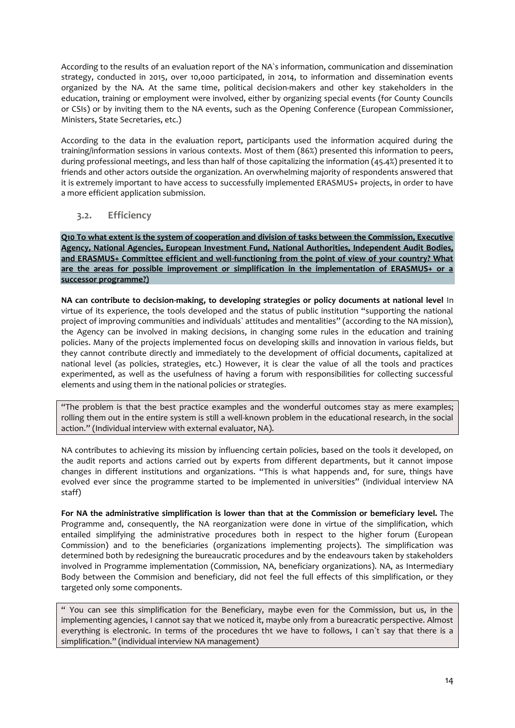According to the results of an evaluation report of the NA`s information, communication and dissemination strategy, conducted in 2015, over 10,000 participated, in 2014, to information and dissemination events organized by the NA. At the same time, political decision-makers and other key stakeholders in the education, training or employment were involved, either by organizing special events (for County Councils or CSIs) or by inviting them to the NA events, such as the Opening Conference (European Commissioner, Ministers, State Secretaries, etc.)

According to the data in the evaluation report, participants used the information acquired during the training/information sessions in various contexts. Most of them (86%) presented this information to peers, during professional meetings, and less than half of those capitalizing the information (45.4%) presented it to friends and other actors outside the organization. An overwhelming majority of respondents answered that it is extremely important to have access to successfully implemented ERASMUS+ projects, in order to have a more efficient application submission.

## 3.2. Efficiency

**Q10 To what extent is the system of cooperation and division of tasks between the Commission, Executive Agency, National Agencies, European Investment Fund, National Authorities, Independent Audit Bodies, and ERASMUS+ Committee efficient and well-functioning from the point of view of your country? What are the areas for possible improvement or simplification in the implementation of ERASMUS+ or a successor programme?)**

**NA can contribute to decision-making, to developing strategies or policy documents at national level** In virtue of its experience, the tools developed and the status of public institution "supporting the national project of improving communities and individuals` attitudes and mentalities" (according to the NA mission), the Agency can be involved in making decisions, in changing some rules in the education and training policies. Many of the projects implemented focus on developing skills and innovation in various fields, but they cannot contribute directly and immediately to the development of official documents, capitalized at national level (as policies, strategies, etc.) However, it is clear the value of all the tools and practices experimented, as well as the usefulness of having a forum with responsibilities for collecting successful elements and using them in the national policies or strategies.

"The problem is that the best practice examples and the wonderful outcomes stay as mere examples; rolling them out in the entire system is still a well-known problem in the educational research, in the social action." (Individual interview with external evaluator, NA).

NA contributes to achieving its mission by influencing certain policies, based on the tools it developed, on the audit reports and actions carried out by experts from different departments, but it cannot impose changes in different institutions and organizations. "This is what happends and, for sure, things have evolved ever since the programme started to be implemented in universities" (individual interview NA staff)

**For NA the administrative simplification is lower than that at the Commission or bemeficiary level.** The Programme and, consequently, the NA reorganization were done in virtue of the simplification, which entailed simplifying the administrative procedures both in respect to the higher forum (European Commission) and to the beneficiaries (organizations implementing projects). The simplification was determined both by redesigning the bureaucratic procedures and by the endeavours taken by stakeholders involved in Programme implementation (Commission, NA, beneficiary organizations). NA, as Intermediary Body between the Commision and beneficiary, did not feel the full effects of this simplification, or they targeted only some components.

" You can see this simplification for the Beneficiary, maybe even for the Commission, but us, in the implementing agencies, I cannot say that we noticed it, maybe only from a bureacratic perspective. Almost everything is electronic. In terms of the procedures tht we have to follows, I can`t say that there is a simplification." (individual interview NA management)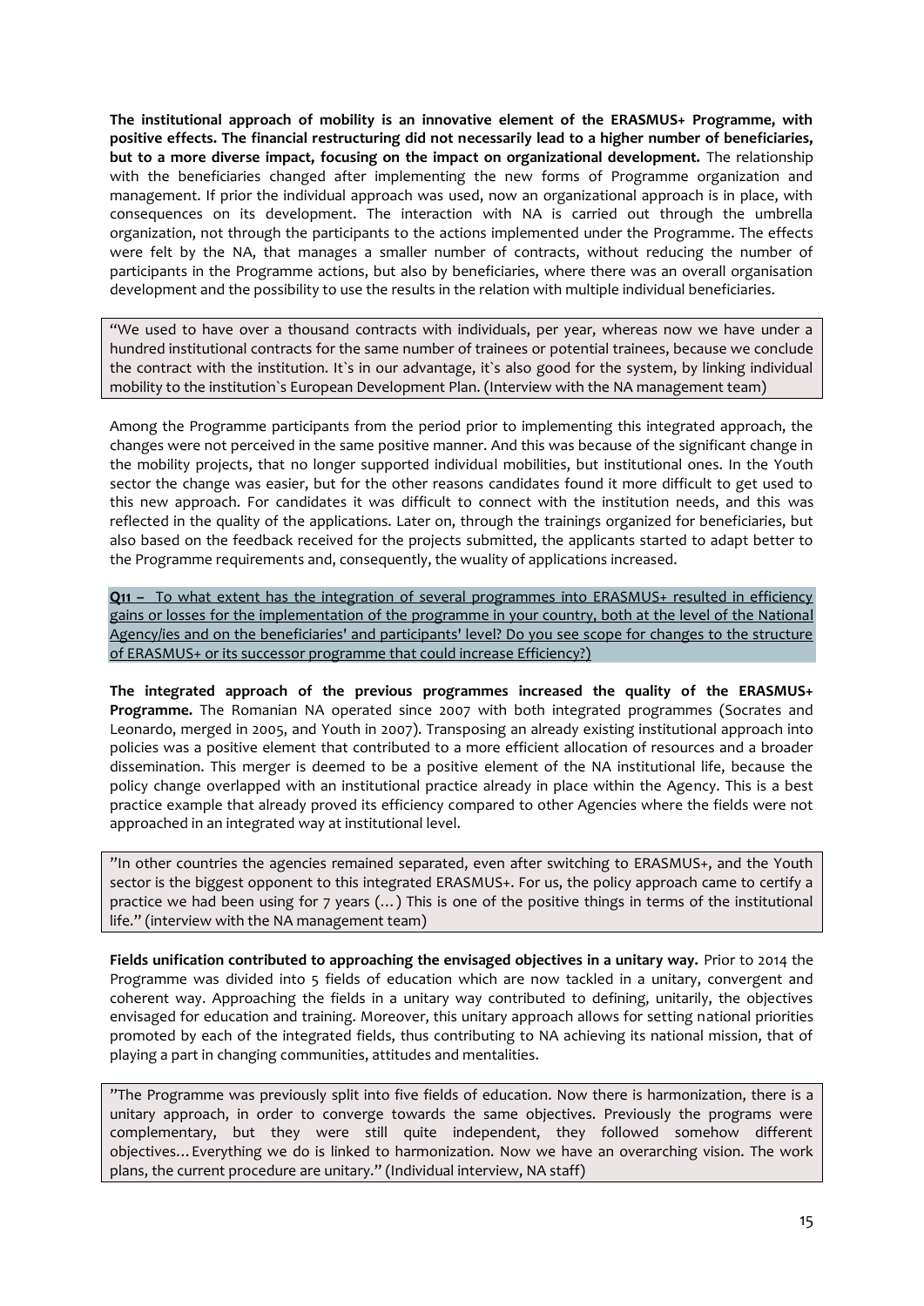**The institutional approach of mobility is an innovative element of the ERASMUS+ Programme, with positive effects. The financial restructuring did not necessarily lead to a higher number of beneficiaries, but to a more diverse impact, focusing on the impact on organizational development.** The relationship with the beneficiaries changed after implementing the new forms of Programme organization and management. If prior the individual approach was used, now an organizational approach is in place, with consequences on its development. The interaction with NA is carried out through the umbrella organization, not through the participants to the actions implemented under the Programme. The effects were felt by the NA, that manages a smaller number of contracts, without reducing the number of participants in the Programme actions, but also by beneficiaries, where there was an overall organisation development and the possibility to use the results in the relation with multiple individual beneficiaries.

> "We used to have over a thousand contracts with individuals, per year, whereas now we have under a hundred institutional contracts for the same number of trainees or potential trainees, because we conclude the contract with the institution. It`s in our advantage, it`s also good for the system, by linking individual mobility to the institution`s European Development Plan. (Interview with the NA management team)

Among the Programme participants from the period prior to implementing this integrated approach, the changes were not perceived in the same positive manner. And this was because of the significant change in the mobility projects, that no longer supported individual mobilities, but institutional ones. In the Youth sector the change was easier, but for the other reasons candidates found it more difficult to get used to this new approach. For candidates it was difficult to connect with the institution needs, and this was reflected in the quality of the applications. Later on, through the trainings organized for beneficiaries, but also based on the feedback received for the projects submitted, the applicants started to adapt better to the Programme requirements and, consequently, the wuality of applications increased.

**Q11 –** To what extent has the integration of several programmes into ERASMUS+ resulted in efficiency gains or losses for the implementation of the programme in your country, both at the level of the National Agency/ies and on the beneficiaries' and participants' level? Do you see scope for changes to the structure of ERASMUS+ or its successor programme that could increase Efficiency?)

**The integrated approach of the previous programmes increased the quality of the ERASMUS+ Programme.** The Romanian NA operated since 2007 with both integrated programmes (Socrates and Leonardo, merged in 2005, and Youth in 2007). Transposing an already existing institutional approach into policies was a positive element that contributed to a more efficient allocation of resources and a broader dissemination. This merger is deemed to be a positive element of the NA institutional life, because the policy change overlapped with an institutional practice already in place within the Agency. This is a best practice example that already proved its efficiency compared to other Agencies where the fields were not approached in an integrated way at institutional level.

> "In other countries the agencies remained separated, even after switching to ERASMUS+, and the Youth sector is the biggest opponent to this integrated ERASMUS+. For us, the policy approach came to certify a practice we had been using for 7 years (…) This is one of the positive things in terms of the institutional life." (interview with the NA management team)

**Fields unification contributed to approaching the envisaged objectives in a unitary way.** Prior to 2014 the Programme was divided into 5 fields of education which are now tackled in a unitary, convergent and coherent way. Approaching the fields in a unitary way contributed to defining, unitarily, the objectives envisaged for education and training. Moreover, this unitary approach allows for setting national priorities promoted by each of the integrated fields, thus contributing to NA achieving its national mission, that of playing a part in changing communities, attitudes and mentalities.

> "The Programme was previously split into five fields of education. Now there is harmonization, there is a unitary approach, in order to converge towards the same objectives. Previously the programs were complementary, but they were still quite independent, they followed somehow different objectives… Everything we do is linked to harmonization. Now we have an overarching vision. The work plans, the current procedure are unitary." (Individual interview, NA staff)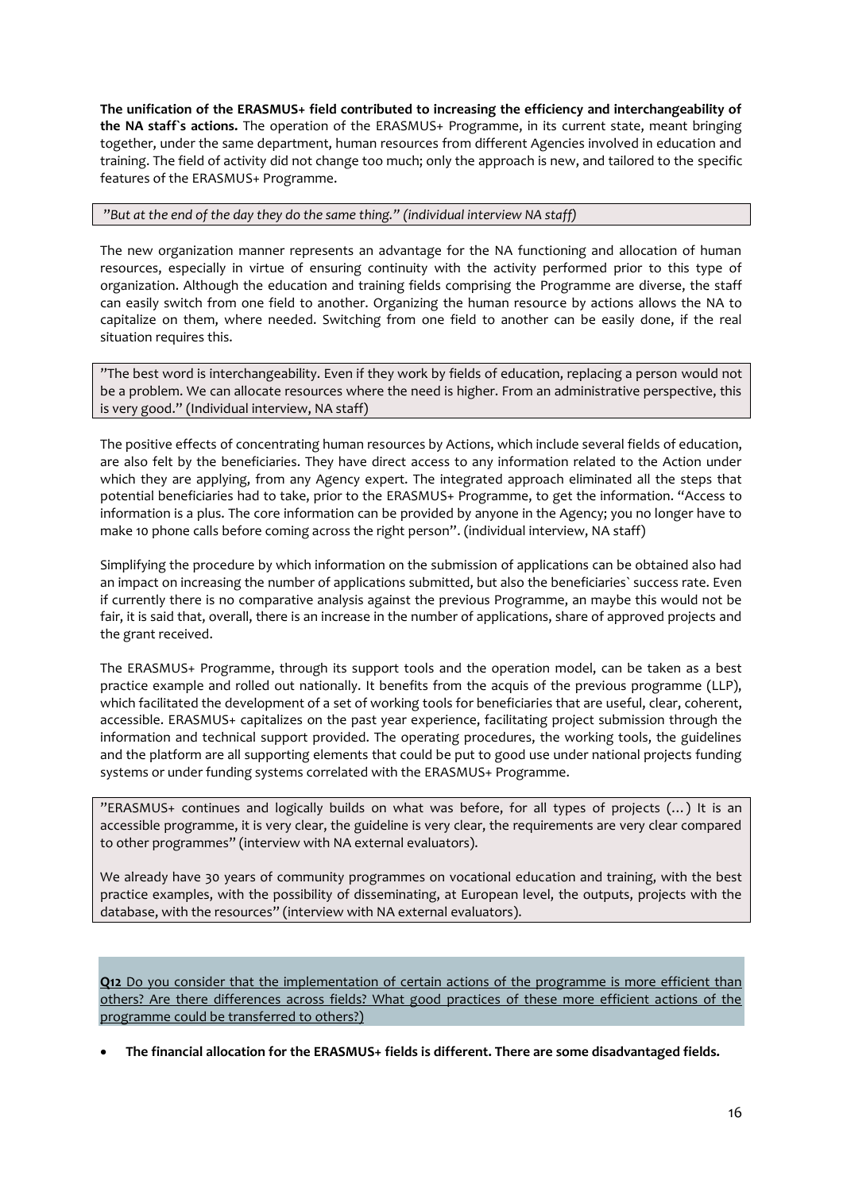**The unification of the ERASMUS+ field contributed to increasing the efficiency and interchangeability of the NA staff`s actions.** The operation of the ERASMUS+ Programme, in its current state, meant bringing together, under the same department, human resources from different Agencies involved in education and training. The field of activity did not change too much; only the approach is new, and tailored to the specific features of the ERASMUS+ Programme.

> *"But at the end of the day they do the same thing." (individual interview NA staff)*

The new organization manner represents an advantage for the NA functioning and allocation of human resources, especially in virtue of ensuring continuity with the activity performed prior to this type of organization. Although the education and training fields comprising the Programme are diverse, the staff can easily switch from one field to another. Organizing the human resource by actions allows the NA to capitalize on them, where needed. Switching from one field to another can be easily done, if the real situation requires this.

> "The best word is interchangeability. Even if they work by fields of education, replacing a person would not be a problem. We can allocate resources where the need is higher. From an administrative perspective, this is very good." (Individual interview, NA staff)

The positive effects of concentrating human resources by Actions, which include several fields of education, are also felt by the beneficiaries. They have direct access to any information related to the Action under which they are applying, from any Agency expert. The integrated approach eliminated all the steps that potential beneficiaries had to take, prior to the ERASMUS+ Programme, to get the information. "Access to information is a plus. The core information can be provided by anyone in the Agency; you no longer have to make 10 phone calls before coming across the right person". (individual interview, NA staff)

Simplifying the procedure by which information on the submission of applications can be obtained also had an impact on increasing the number of applications submitted, but also the beneficiaries` success rate. Even if currently there is no comparative analysis against the previous Programme, an maybe this would not be fair, it is said that, overall, there is an increase in the number of applications, share of approved projects and the grant received.

The ERASMUS+ Programme, through its support tools and the operation model, can be taken as a best practice example and rolled out nationally. It benefits from the acquis of the previous programme (LLP), which facilitated the development of a set of working tools for beneficiaries that are useful, clear, coherent, accessible. ERASMUS+ capitalizes on the past year experience, facilitating project submission through the information and technical support provided. The operating procedures, the working tools, the guidelines and the platform are all supporting elements that could be put to good use under national projects funding systems or under funding systems correlated with the ERASMUS+ Programme.

> "ERASMUS+ continues and logically builds on what was before, for all types of projects (…) It is an accessible programme, it is very clear, the guideline is very clear, the requirements are very clear compared to other programmes" (interview with NA external evaluators).
>
> We already have 30 years of community programmes on vocational education and training, with the best practice examples, with the possibility of disseminating, at European level, the outputs, projects with the database, with the resources" (interview with NA external evaluators).

**Q12** Do you consider that the implementation of certain actions of the programme is more efficient than others? Are there differences across fields? What good practices of these more efficient actions of the programme could be transferred to others?)

- **The financial allocation for the ERASMUS+ fields is different. There are some disadvantaged fields.**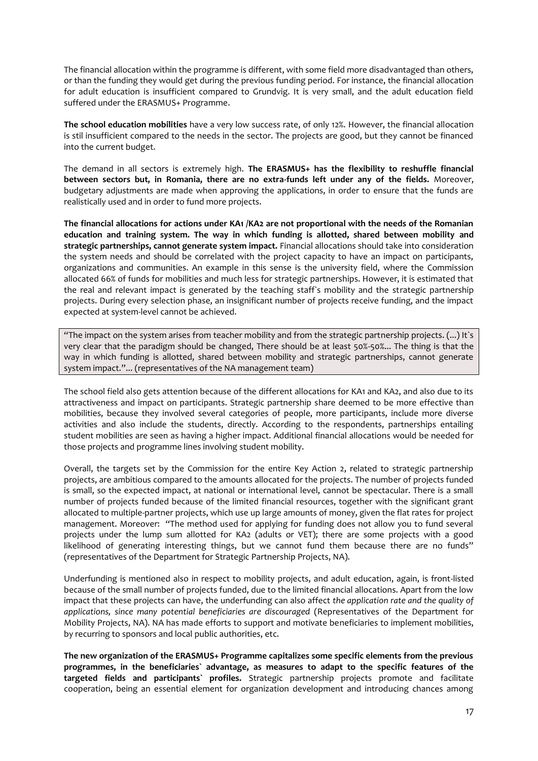The financial allocation within the programme is different, with some field more disadvantaged than others, or than the funding they would get during the previous funding period. For instance, the financial allocation for adult education is insufficient compared to Grundvig. It is very small, and the adult education field suffered under the ERASMUS+ Programme.

**The school education mobilities** have a very low success rate, of only 12%. However, the financial allocation is stil insufficient compared to the needs in the sector. The projects are good, but they cannot be financed into the current budget.

The demand in all sectors is extremely high. **The ERASMUS+ has the flexibility to reshuffle financial between sectors but, in Romania, there are no extra-funds left under any of the fields.** Moreover, budgetary adjustments are made when approving the applications, in order to ensure that the funds are realistically used and in order to fund more projects.

**The financial allocations for actions under KA1 /KA2 are not proportional with the needs of the Romanian education and training system. The way in which funding is allotted, shared between mobility and strategic partnerships, cannot generate system impact.** Financial allocations should take into consideration the system needs and should be correlated with the project capacity to have an impact on participants, organizations and communities. An example in this sense is the university field, where the Commission allocated 66% of funds for mobilities and much less for strategic partnerships. However, it is estimated that the real and relevant impact is generated by the teaching staff`s mobility and the strategic partnership projects. During every selection phase, an insignificant number of projects receive funding, and the impact expected at system-level cannot be achieved.

"The impact on the system arises from teacher mobility and from the strategic partnership projects. (...) It`s very clear that the paradigm should be changed, There should be at least 50%-50%... The thing is that the way in which funding is allotted, shared between mobility and strategic partnerships, cannot generate system impact."... (representatives of the NA management team)

The school field also gets attention because of the different allocations for KA1 and KA2, and also due to its attractiveness and impact on participants. Strategic partnership share deemed to be more effective than mobilities, because they involved several categories of people, more participants, include more diverse activities and also include the students, directly. According to the respondents, partnerships entailing student mobilities are seen as having a higher impact. Additional financial allocations would be needed for those projects and programme lines involving student mobility.

Overall, the targets set by the Commission for the entire Key Action 2, related to strategic partnership projects, are ambitious compared to the amounts allocated for the projects. The number of projects funded is small, so the expected impact, at national or international level, cannot be spectacular. There is a small number of projects funded because of the limited financial resources, together with the significant grant allocated to multiple-partner projects, which use up large amounts of money, given the flat rates for project management. Moreover: "The method used for applying for funding does not allow you to fund several projects under the lump sum allotted for KA2 (adults or VET); there are some projects with a good likelihood of generating interesting things, but we cannot fund them because there are no funds" (representatives of the Department for Strategic Partnership Projects, NA).

Underfunding is mentioned also in respect to mobility projects, and adult education, again, is front-listed because of the small number of projects funded, due to the limited financial allocations. Apart from the low impact that these projects can have, the underfunding can also affect *the application rate and the quality of applications, since many potential beneficiaries are discouraged* (Representatives of the Department for Mobility Projects, NA). NA has made efforts to support and motivate beneficiaries to implement mobilities, by recurring to sponsors and local public authorities, etc.

**The new organization of the ERASMUS+ Programme capitalizes some specific elements from the previous programmes, in the beneficiaries` advantage, as measures to adapt to the specific features of the targeted fields and participants` profiles.** Strategic partnership projects promote and facilitate cooperation, being an essential element for organization development and introducing chances among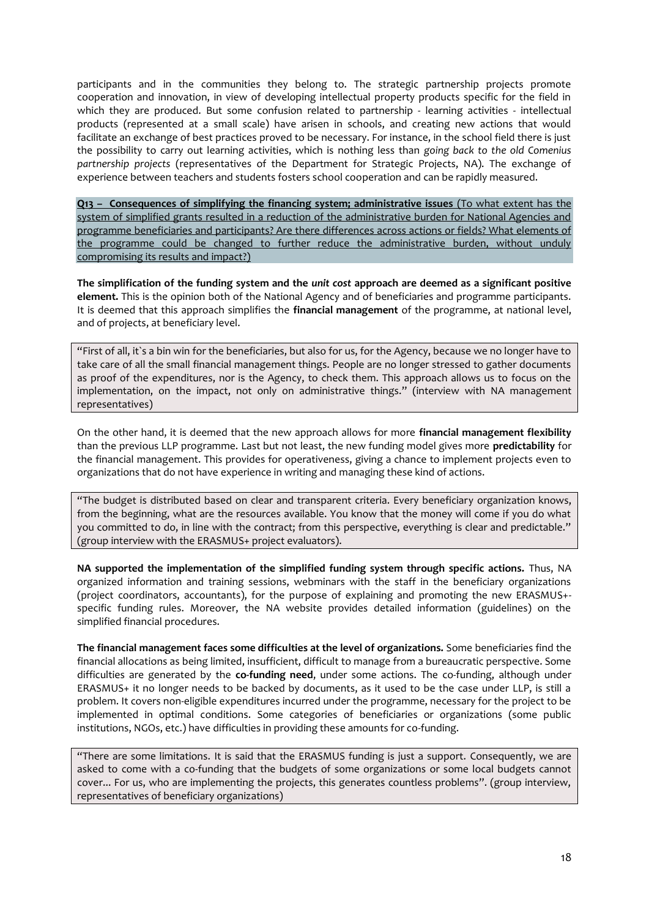participants and in the communities they belong to. The strategic partnership projects promote cooperation and innovation, in view of developing intellectual property products specific for the field in which they are produced. But some confusion related to partnership - learning activities - intellectual products (represented at a small scale) have arisen in schools, and creating new actions that would facilitate an exchange of best practices proved to be necessary. For instance, in the school field there is just the possibility to carry out learning activities, which is nothing less than *going back to the old Comenius partnership projects* (representatives of the Department for Strategic Projects, NA). The exchange of experience between teachers and students fosters school cooperation and can be rapidly measured.

**Q13 – Consequences of simplifying the financing system; administrative issues** (To what extent has the system of simplified grants resulted in a reduction of the administrative burden for National Agencies and programme beneficiaries and participants? Are there differences across actions or fields? What elements of the programme could be changed to further reduce the administrative burden, without unduly compromising its results and impact?)

**The simplification of the funding system and the *unit cost* approach are deemed as a significant positive element.** This is the opinion both of the National Agency and of beneficiaries and programme participants. It is deemed that this approach simplifies the **financial management** of the programme, at national level, and of projects, at beneficiary level.

> "First of all, it`s a bin win for the beneficiaries, but also for us, for the Agency, because we no longer have to take care of all the small financial management things. People are no longer stressed to gather documents as proof of the expenditures, nor is the Agency, to check them. This approach allows us to focus on the implementation, on the impact, not only on administrative things." (interview with NA management representatives)

On the other hand, it is deemed that the new approach allows for more **financial management flexibility** than the previous LLP programme. Last but not least, the new funding model gives more **predictability** for the financial management. This provides for operativeness, giving a chance to implement projects even to organizations that do not have experience in writing and managing these kind of actions.

> "The budget is distributed based on clear and transparent criteria. Every beneficiary organization knows, from the beginning, what are the resources available. You know that the money will come if you do what you committed to do, in line with the contract; from this perspective, everything is clear and predictable." (group interview with the ERASMUS+ project evaluators).

**NA supported the implementation of the simplified funding system through specific actions.** Thus, NA organized information and training sessions, webminars with the staff in the beneficiary organizations (project coordinators, accountants), for the purpose of explaining and promoting the new ERASMUS+-specific funding rules. Moreover, the NA website provides detailed information (guidelines) on the simplified financial procedures.

**The financial management faces some difficulties at the level of organizations.** Some beneficiaries find the financial allocations as being limited, insufficient, difficult to manage from a bureaucratic perspective. Some difficulties are generated by the **co-funding need**, under some actions. The co-funding, although under ERASMUS+ it no longer needs to be backed by documents, as it used to be the case under LLP, is still a problem. It covers non-eligible expenditures incurred under the programme, necessary for the project to be implemented in optimal conditions. Some categories of beneficiaries or organizations (some public institutions, NGOs, etc.) have difficulties in providing these amounts for co-funding.

> "There are some limitations. It is said that the ERASMUS funding is just a support. Consequently, we are asked to come with a co-funding that the budgets of some organizations or some local budgets cannot cover... For us, who are implementing the projects, this generates countless problems". (group interview, representatives of beneficiary organizations)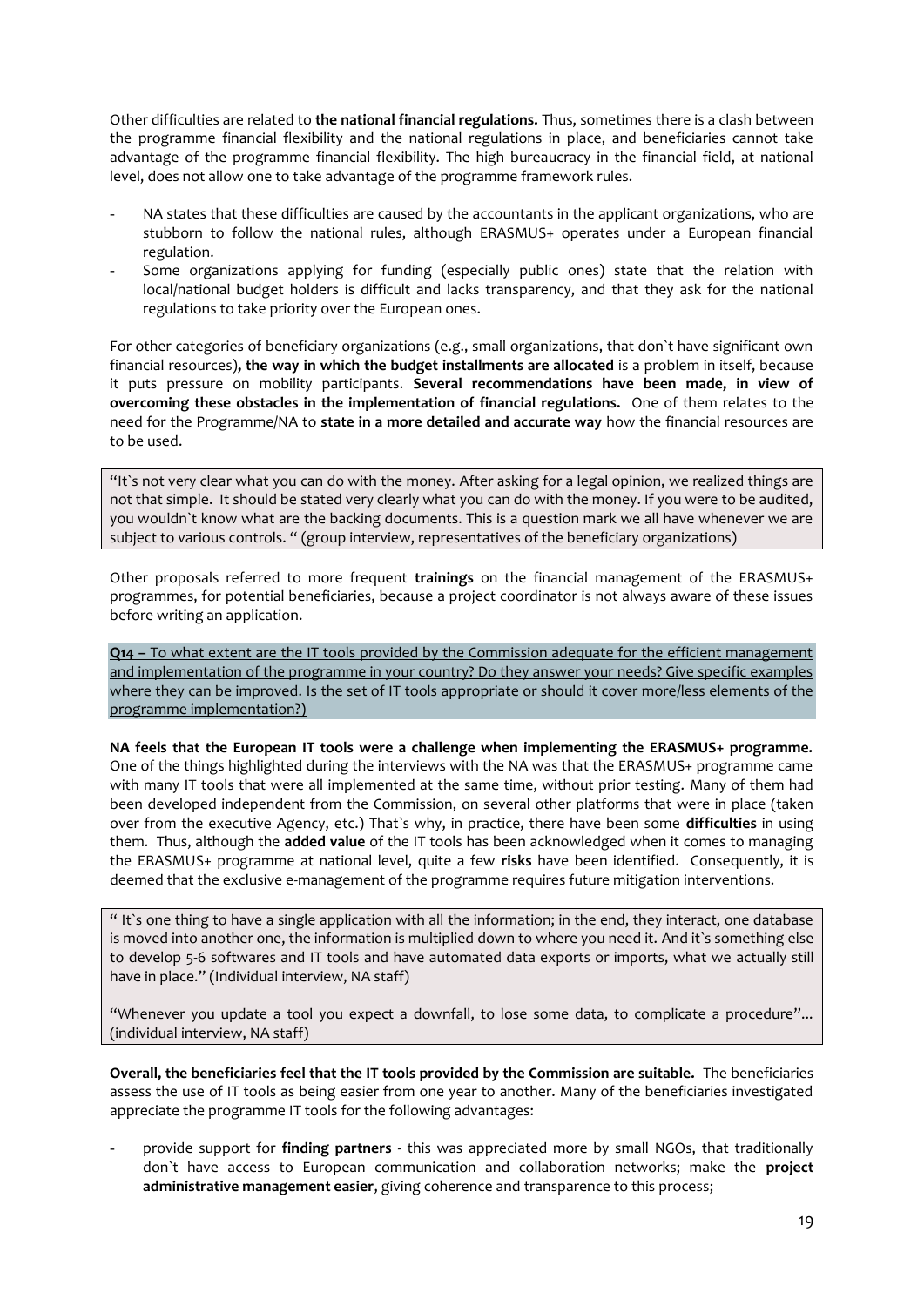Other difficulties are related to **the national financial regulations.** Thus, sometimes there is a clash between the programme financial flexibility and the national regulations in place, and beneficiaries cannot take advantage of the programme financial flexibility. The high bureaucracy in the financial field, at national level, does not allow one to take advantage of the programme framework rules.

- NA states that these difficulties are caused by the accountants in the applicant organizations, who are stubborn to follow the national rules, although ERASMUS+ operates under a European financial regulation.
- Some organizations applying for funding (especially public ones) state that the relation with local/national budget holders is difficult and lacks transparency, and that they ask for the national regulations to take priority over the European ones.

For other categories of beneficiary organizations (e.g., small organizations, that don`t have significant own financial resources)**, the way in which the budget installments are allocated** is a problem in itself, because it puts pressure on mobility participants. **Several recommendations have been made, in view of overcoming these obstacles in the implementation of financial regulations.** One of them relates to the need for the Programme/NA to **state in a more detailed and accurate way** how the financial resources are to be used.

"It`s not very clear what you can do with the money. After asking for a legal opinion, we realized things are not that simple. It should be stated very clearly what you can do with the money. If you were to be audited, you wouldn`t know what are the backing documents. This is a question mark we all have whenever we are subject to various controls. " (group interview, representatives of the beneficiary organizations)

Other proposals referred to more frequent **trainings** on the financial management of the ERASMUS+ programmes, for potential beneficiaries, because a project coordinator is not always aware of these issues before writing an application.

**Q14** – To what extent are the IT tools provided by the Commission adequate for the efficient management and implementation of the programme in your country? Do they answer your needs? Give specific examples where they can be improved. Is the set of IT tools appropriate or should it cover more/less elements of the programme implementation?)

**NA feels that the European IT tools were a challenge when implementing the ERASMUS+ programme.** One of the things highlighted during the interviews with the NA was that the ERASMUS+ programme came with many IT tools that were all implemented at the same time, without prior testing. Many of them had been developed independent from the Commission, on several other platforms that were in place (taken over from the executive Agency, etc.) That`s why, in practice, there have been some **difficulties** in using them. Thus, although the **added value** of the IT tools has been acknowledged when it comes to managing the ERASMUS+ programme at national level, quite a few **risks** have been identified. Consequently, it is deemed that the exclusive e-management of the programme requires future mitigation interventions.

" It`s one thing to have a single application with all the information; in the end, they interact, one database is moved into another one, the information is multiplied down to where you need it. And it`s something else to develop 5-6 softwares and IT tools and have automated data exports or imports, what we actually still have in place." (Individual interview, NA staff)

"Whenever you update a tool you expect a downfall, to lose some data, to complicate a procedure"... (individual interview, NA staff)

**Overall, the beneficiaries feel that the IT tools provided by the Commission are suitable.** The beneficiaries assess the use of IT tools as being easier from one year to another. Many of the beneficiaries investigated appreciate the programme IT tools for the following advantages:

- provide support for **finding partners** - this was appreciated more by small NGOs, that traditionally don`t have access to European communication and collaboration networks; make the **project administrative management easier**, giving coherence and transparence to this process;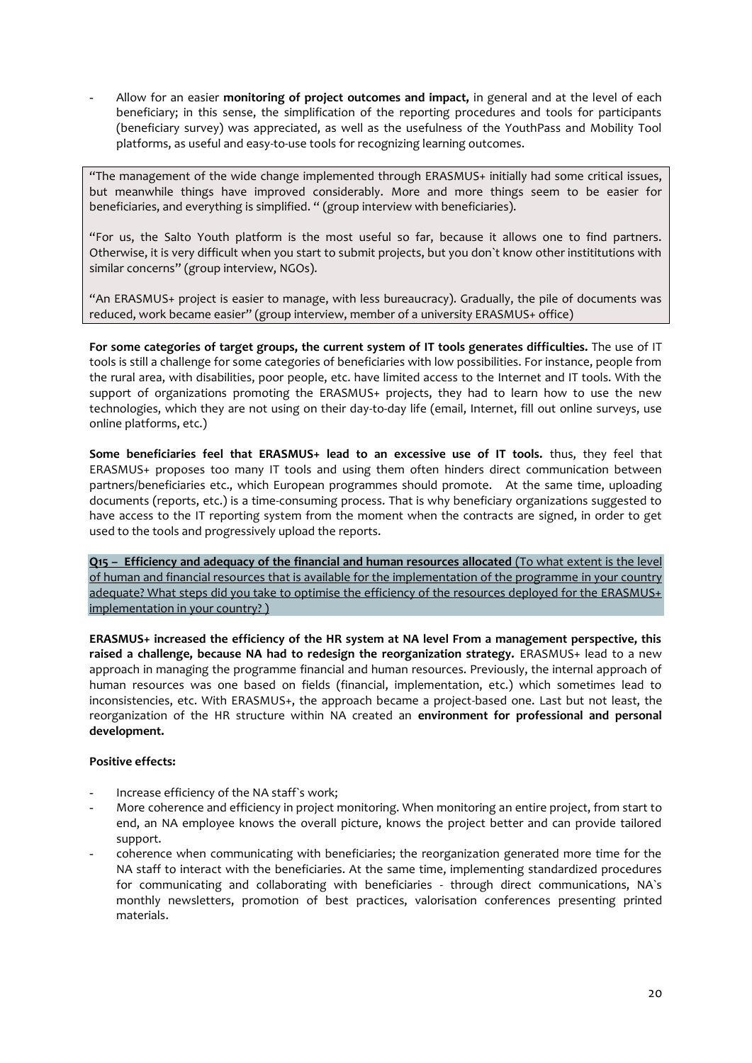- Allow for an easier **monitoring of project outcomes and impact,** in general and at the level of each beneficiary; in this sense, the simplification of the reporting procedures and tools for participants (beneficiary survey) was appreciated, as well as the usefulness of the YouthPass and Mobility Tool platforms, as useful and easy-to-use tools for recognizing learning outcomes.

> "The management of the wide change implemented through ERASMUS+ initially had some critical issues, but meanwhile things have improved considerably. More and more things seem to be easier for beneficiaries, and everything is simplified. " (group interview with beneficiaries).
>
> "For us, the Salto Youth platform is the most useful so far, because it allows one to find partners. Otherwise, it is very difficult when you start to submit projects, but you don`t know other instititutions with similar concerns" (group interview, NGOs).
>
> "An ERASMUS+ project is easier to manage, with less bureaucracy). Gradually, the pile of documents was reduced, work became easier" (group interview, member of a university ERASMUS+ office)

**For some categories of target groups, the current system of IT tools generates difficulties.** The use of IT tools is still a challenge for some categories of beneficiaries with low possibilities. For instance, people from the rural area, with disabilities, poor people, etc. have limited access to the Internet and IT tools. With the support of organizations promoting the ERASMUS+ projects, they had to learn how to use the new technologies, which they are not using on their day-to-day life (email, Internet, fill out online surveys, use online platforms, etc.)

**Some beneficiaries feel that ERASMUS+ lead to an excessive use of IT tools.** thus, they feel that ERASMUS+ proposes too many IT tools and using them often hinders direct communication between partners/beneficiaries etc., which European programmes should promote. At the same time, uploading documents (reports, etc.) is a time-consuming process. That is why beneficiary organizations suggested to have access to the IT reporting system from the moment when the contracts are signed, in order to get used to the tools and progressively upload the reports.

**Q15 – Efficiency and adequacy of the financial and human resources allocated** (To what extent is the level of human and financial resources that is available for the implementation of the programme in your country adequate? What steps did you take to optimise the efficiency of the resources deployed for the ERASMUS+ implementation in your country? )

**ERASMUS+ increased the efficiency of the HR system at NA level From a management perspective, this raised a challenge, because NA had to redesign the reorganization strategy.** ERASMUS+ lead to a new approach in managing the programme financial and human resources. Previously, the internal approach of human resources was one based on fields (financial, implementation, etc.) which sometimes lead to inconsistencies, etc. With ERASMUS+, the approach became a project-based one. Last but not least, the reorganization of the HR structure within NA created an **environment for professional and personal development.**

**Positive effects:**

- Increase efficiency of the NA staff`s work;
- More coherence and efficiency in project monitoring. When monitoring an entire project, from start to end, an NA employee knows the overall picture, knows the project better and can provide tailored support.
- coherence when communicating with beneficiaries; the reorganization generated more time for the NA staff to interact with the beneficiaries. At the same time, implementing standardized procedures for communicating and collaborating with beneficiaries - through direct communications, NA`s monthly newsletters, promotion of best practices, valorisation conferences presenting printed materials.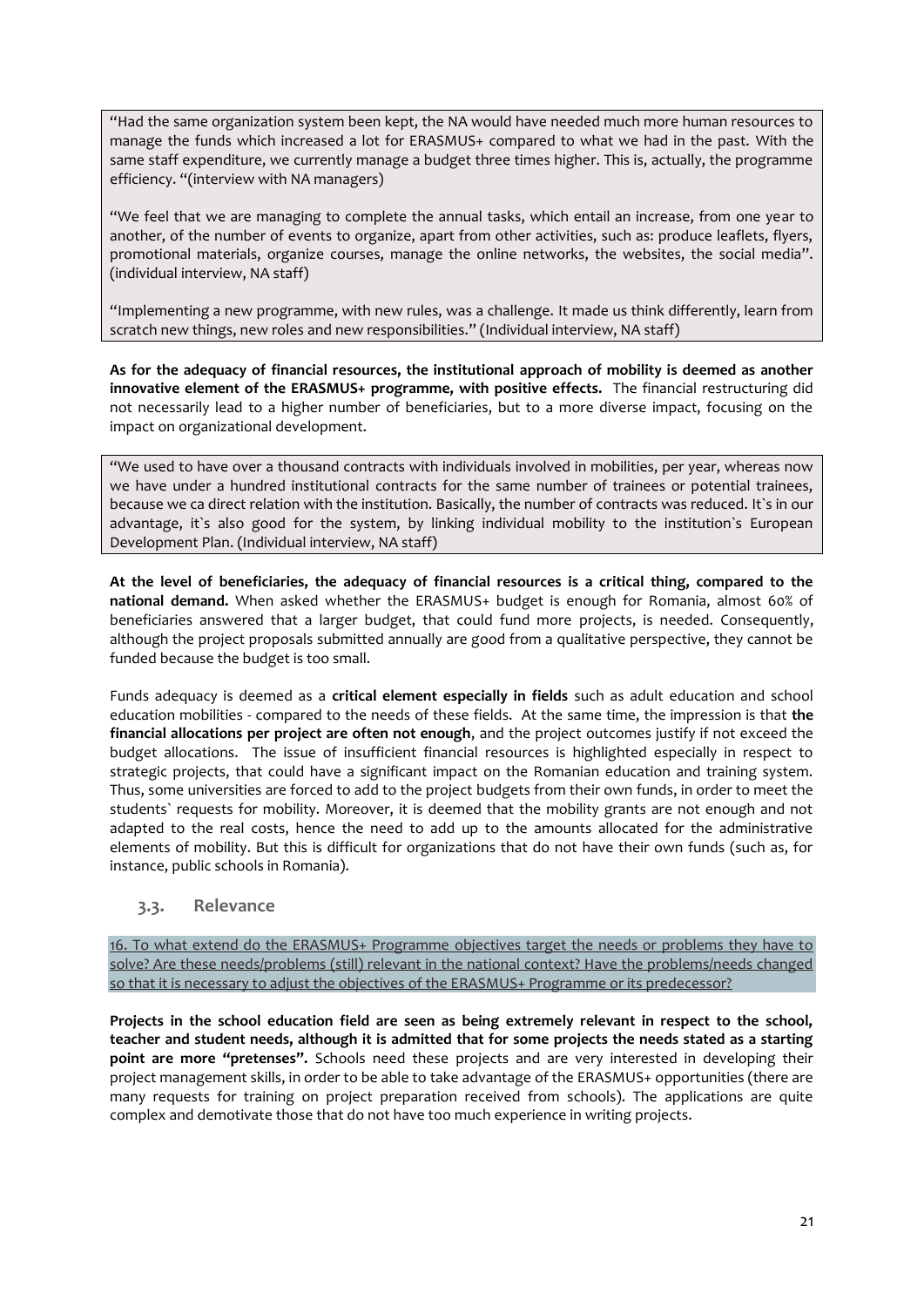"Had the same organization system been kept, the NA would have needed much more human resources to manage the funds which increased a lot for ERASMUS+ compared to what we had in the past. With the same staff expenditure, we currently manage a budget three times higher. This is, actually, the programme efficiency. "(interview with NA managers)

"We feel that we are managing to complete the annual tasks, which entail an increase, from one year to another, of the number of events to organize, apart from other activities, such as: produce leaflets, flyers, promotional materials, organize courses, manage the online networks, the websites, the social media". (individual interview, NA staff)

"Implementing a new programme, with new rules, was a challenge. It made us think differently, learn from scratch new things, new roles and new responsibilities." (Individual interview, NA staff)

**As for the adequacy of financial resources, the institutional approach of mobility is deemed as another innovative element of the ERASMUS+ programme, with positive effects.** The financial restructuring did not necessarily lead to a higher number of beneficiaries, but to a more diverse impact, focusing on the impact on organizational development.

"We used to have over a thousand contracts with individuals involved in mobilities, per year, whereas now we have under a hundred institutional contracts for the same number of trainees or potential trainees, because we ca direct relation with the institution. Basically, the number of contracts was reduced. It`s in our advantage, it`s also good for the system, by linking individual mobility to the institution`s European Development Plan. (Individual interview, NA staff)

**At the level of beneficiaries, the adequacy of financial resources is a critical thing, compared to the national demand.** When asked whether the ERASMUS+ budget is enough for Romania, almost 60% of beneficiaries answered that a larger budget, that could fund more projects, is needed. Consequently, although the project proposals submitted annually are good from a qualitative perspective, they cannot be funded because the budget is too small.

Funds adequacy is deemed as a **critical element especially in fields** such as adult education and school education mobilities - compared to the needs of these fields. At the same time, the impression is that **the financial allocations per project are often not enough**, and the project outcomes justify if not exceed the budget allocations. The issue of insufficient financial resources is highlighted especially in respect to strategic projects, that could have a significant impact on the Romanian education and training system. Thus, some universities are forced to add to the project budgets from their own funds, in order to meet the students` requests for mobility. Moreover, it is deemed that the mobility grants are not enough and not adapted to the real costs, hence the need to add up to the amounts allocated for the administrative elements of mobility. But this is difficult for organizations that do not have their own funds (such as, for instance, public schools in Romania).

## 3.3. Relevance

16. To what extend do the ERASMUS+ Programme objectives target the needs or problems they have to solve? Are these needs/problems (still) relevant in the national context? Have the problems/needs changed so that it is necessary to adjust the objectives of the ERASMUS+ Programme or its predecessor?

**Projects in the school education field are seen as being extremely relevant in respect to the school, teacher and student needs, although it is admitted that for some projects the needs stated as a starting point are more "pretenses".** Schools need these projects and are very interested in developing their project management skills, in order to be able to take advantage of the ERASMUS+ opportunities (there are many requests for training on project preparation received from schools). The applications are quite complex and demotivate those that do not have too much experience in writing projects.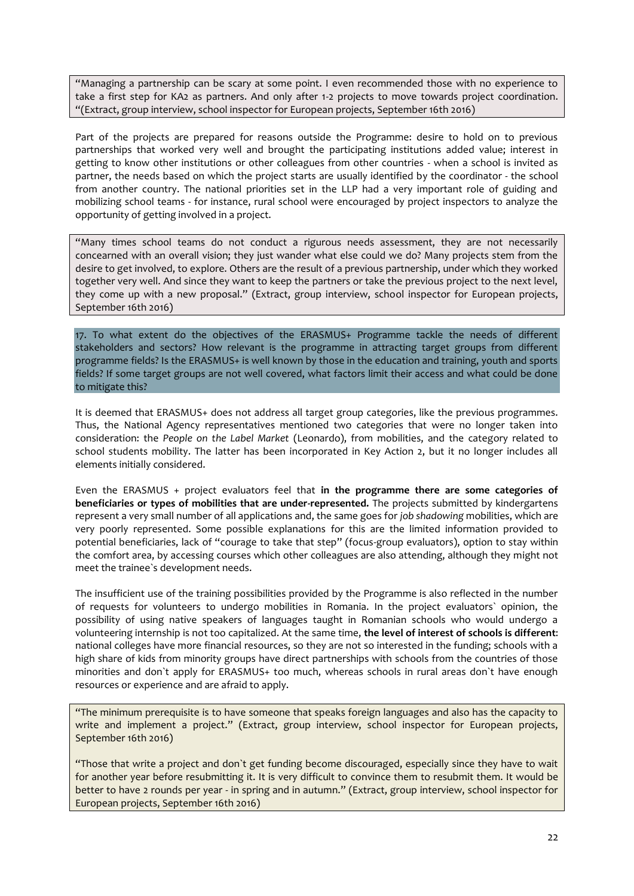"Managing a partnership can be scary at some point. I even recommended those with no experience to take a first step for KA2 as partners. And only after 1-2 projects to move towards project coordination. "(Extract, group interview, school inspector for European projects, September 16th 2016)

Part of the projects are prepared for reasons outside the Programme: desire to hold on to previous partnerships that worked very well and brought the participating institutions added value; interest in getting to know other institutions or other colleagues from other countries - when a school is invited as partner, the needs based on which the project starts are usually identified by the coordinator - the school from another country. The national priorities set in the LLP had a very important role of guiding and mobilizing school teams - for instance, rural school were encouraged by project inspectors to analyze the opportunity of getting involved in a project.

"Many times school teams do not conduct a rigurous needs assessment, they are not necessarily concearned with an overall vision; they just wander what else could we do? Many projects stem from the desire to get involved, to explore. Others are the result of a previous partnership, under which they worked together very well. And since they want to keep the partners or take the previous project to the next level, they come up with a new proposal." (Extract, group interview, school inspector for European projects, September 16th 2016)

17. To what extent do the objectives of the ERASMUS+ Programme tackle the needs of different stakeholders and sectors? How relevant is the programme in attracting target groups from different programme fields? Is the ERASMUS+ is well known by those in the education and training, youth and sports fields? If some target groups are not well covered, what factors limit their access and what could be done to mitigate this?

It is deemed that ERASMUS+ does not address all target group categories, like the previous programmes. Thus, the National Agency representatives mentioned two categories that were no longer taken into consideration: the *People on the Label Market* (Leonardo), from mobilities, and the category related to school students mobility. The latter has been incorporated in Key Action 2, but it no longer includes all elements initially considered.

Even the ERASMUS + project evaluators feel that **in the programme there are some categories of beneficiaries or types of mobilities that are under-represented.** The projects submitted by kindergartens represent a very small number of all applications and, the same goes for *job shadowing* mobilities, which are very poorly represented. Some possible explanations for this are the limited information provided to potential beneficiaries, lack of "courage to take that step" (focus-group evaluators), option to stay within the comfort area, by accessing courses which other colleagues are also attending, although they might not meet the trainee`s development needs.

The insufficient use of the training possibilities provided by the Programme is also reflected in the number of requests for volunteers to undergo mobilities in Romania. In the project evaluators` opinion, the possibility of using native speakers of languages taught in Romanian schools who would undergo a volunteering internship is not too capitalized. At the same time, **the level of interest of schools is different**: national colleges have more financial resources, so they are not so interested in the funding; schools with a high share of kids from minority groups have direct partnerships with schools from the countries of those minorities and don`t apply for ERASMUS+ too much, whereas schools in rural areas don`t have enough resources or experience and are afraid to apply.

"The minimum prerequisite is to have someone that speaks foreign languages and also has the capacity to write and implement a project." (Extract, group interview, school inspector for European projects, September 16th 2016)

"Those that write a project and don`t get funding become discouraged, especially since they have to wait for another year before resubmitting it. It is very difficult to convince them to resubmit them. It would be better to have 2 rounds per year - in spring and in autumn." (Extract, group interview, school inspector for European projects, September 16th 2016)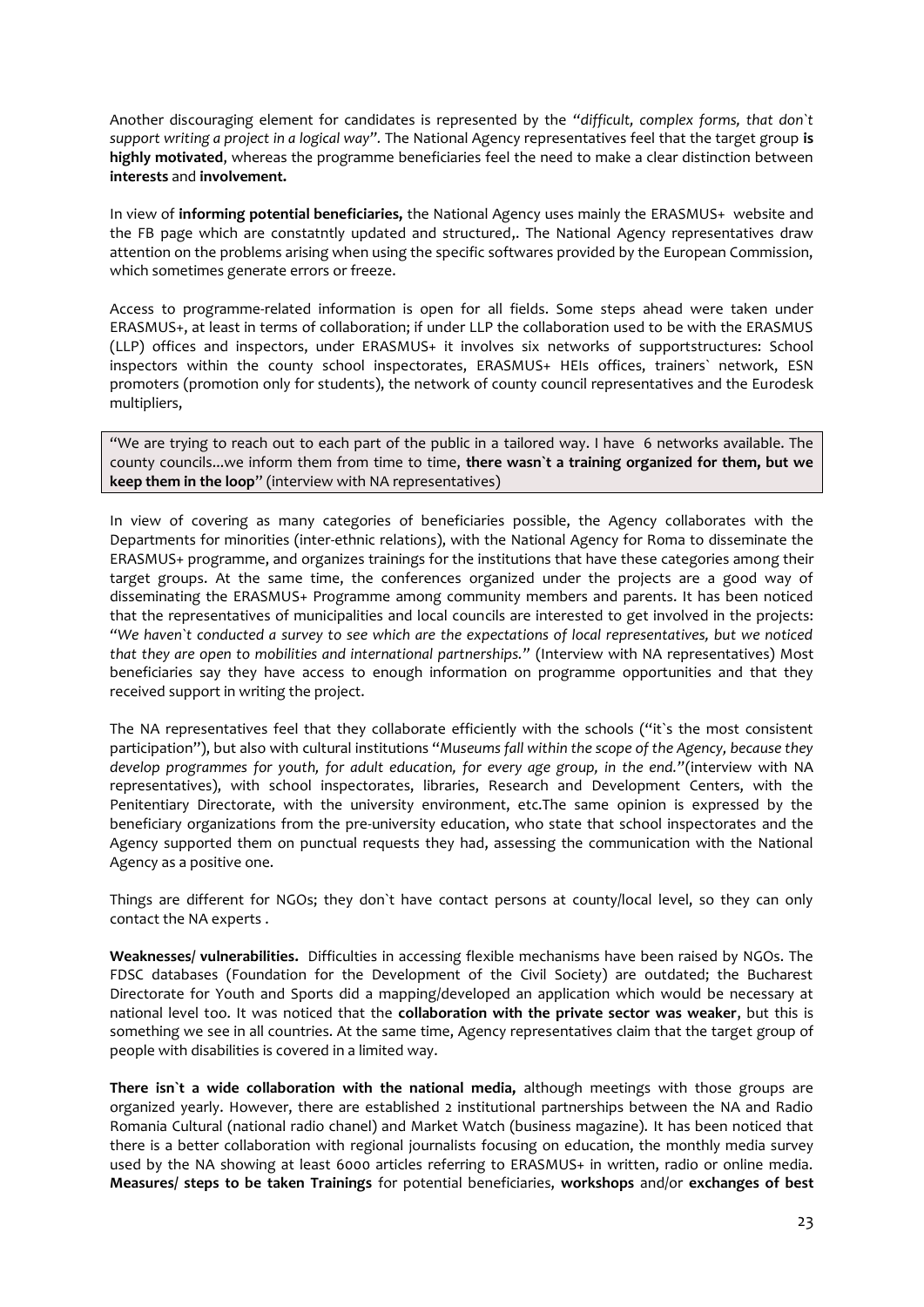Another discouraging element for candidates is represented by the *"difficult, complex forms, that don`t support writing a project in a logical way".* The National Agency representatives feel that the target group **is highly motivated**, whereas the programme beneficiaries feel the need to make a clear distinction between **interests** and **involvement.**

In view of **informing potential beneficiaries,** the National Agency uses mainly the ERASMUS+ website and the FB page which are constatntly updated and structured,. The National Agency representatives draw attention on the problems arising when using the specific softwares provided by the European Commission, which sometimes generate errors or freeze.

Access to programme-related information is open for all fields. Some steps ahead were taken under ERASMUS+, at least in terms of collaboration; if under LLP the collaboration used to be with the ERASMUS (LLP) offices and inspectors, under ERASMUS+ it involves six networks of supportstructures: School inspectors within the county school inspectorates, ERASMUS+ HEIs offices, trainers` network, ESN promoters (promotion only for students), the network of county council representatives and the Eurodesk multipliers,

> "We are trying to reach out to each part of the public in a tailored way. I have 6 networks available. The county councils...we inform them from time to time, **there wasn`t a training organized for them, but we keep them in the loop**" (interview with NA representatives)

In view of covering as many categories of beneficiaries possible, the Agency collaborates with the Departments for minorities (inter-ethnic relations), with the National Agency for Roma to disseminate the ERASMUS+ programme, and organizes trainings for the institutions that have these categories among their target groups. At the same time, the conferences organized under the projects are a good way of disseminating the ERASMUS+ Programme among community members and parents. It has been noticed that the representatives of municipalities and local councils are interested to get involved in the projects: "*We haven`t conducted a survey to see which are the expectations of local representatives, but we noticed that they are open to mobilities and international partnerships.*" (Interview with NA representatives) Most beneficiaries say they have access to enough information on programme opportunities and that they received support in writing the project.

The NA representatives feel that they collaborate efficiently with the schools ("it`s the most consistent participation"), but also with cultural institutions "*Museums fall within the scope of the Agency, because they develop programmes for youth, for adult education, for every age group, in the end.*"(interview with NA representatives), with school inspectorates, libraries, Research and Development Centers, with the Penitentiary Directorate, with the university environment, etc.The same opinion is expressed by the beneficiary organizations from the pre-university education, who state that school inspectorates and the Agency supported them on punctual requests they had, assessing the communication with the National Agency as a positive one.

Things are different for NGOs; they don`t have contact persons at county/local level, so they can only contact the NA experts .

**Weaknesses/ vulnerabilities.** Difficulties in accessing flexible mechanisms have been raised by NGOs. The FDSC databases (Foundation for the Development of the Civil Society) are outdated; the Bucharest Directorate for Youth and Sports did a mapping/developed an application which would be necessary at national level too. It was noticed that the **collaboration with the private sector was weaker**, but this is something we see in all countries. At the same time, Agency representatives claim that the target group of people with disabilities is covered in a limited way.

**There isn`t a wide collaboration with the national media,** although meetings with those groups are organized yearly. However, there are established 2 institutional partnerships between the NA and Radio Romania Cultural (national radio chanel) and Market Watch (business magazine). It has been noticed that there is a better collaboration with regional journalists focusing on education, the monthly media survey used by the NA showing at least 6000 articles referring to ERASMUS+ in written, radio or online media. **Measures/ steps to be taken Trainings** for potential beneficiaries, **workshops** and/or **exchanges of best**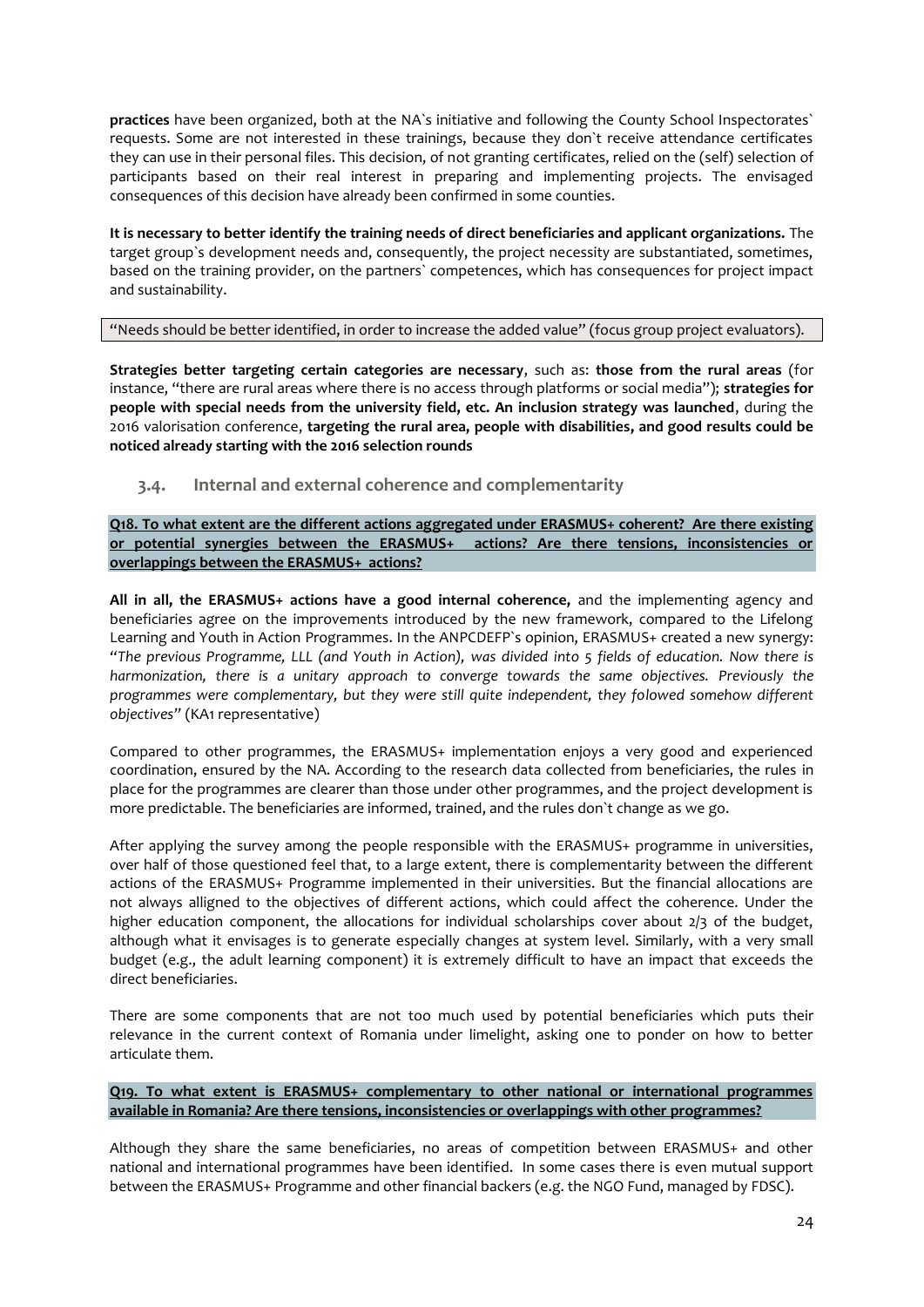**practices** have been organized, both at the NA`s initiative and following the County School Inspectorates` requests. Some are not interested in these trainings, because they don`t receive attendance certificates they can use in their personal files. This decision, of not granting certificates, relied on the (self) selection of participants based on their real interest in preparing and implementing projects. The envisaged consequences of this decision have already been confirmed in some counties.

**It is necessary to better identify the training needs of direct beneficiaries and applicant organizations.** The target group`s development needs and, consequently, the project necessity are substantiated, sometimes, based on the training provider, on the partners` competences, which has consequences for project impact and sustainability.

"Needs should be better identified, in order to increase the added value" (focus group project evaluators).

**Strategies better targeting certain categories are necessary**, such as: **those from the rural areas** (for instance, "there are rural areas where there is no access through platforms or social media"); **strategies for people with special needs from the university field, etc. An inclusion strategy was launched**, during the 2016 valorisation conference, **targeting the rural area, people with disabilities, and good results could be noticed already starting with the 2016 selection rounds**

### 3.4. Internal and external coherence and complementarity

**Q18. To what extent are the different actions aggregated under ERASMUS+ coherent? Are there existing or potential synergies between the ERASMUS+ actions? Are there tensions, inconsistencies or overlappings between the ERASMUS+ actions?**

**All in all, the ERASMUS+ actions have a good internal coherence,** and the implementing agency and beneficiaries agree on the improvements introduced by the new framework, compared to the Lifelong Learning and Youth in Action Programmes. In the ANPCDEFP`s opinion, ERASMUS+ created a new synergy: "*The previous Programme, LLL (and Youth in Action), was divided into 5 fields of education. Now there is harmonization, there is a unitary approach to converge towards the same objectives. Previously the programmes were complementary, but they were still quite independent, they folowed somehow different objectives*" (KA1 representative)

Compared to other programmes, the ERASMUS+ implementation enjoys a very good and experienced coordination, ensured by the NA. According to the research data collected from beneficiaries, the rules in place for the programmes are clearer than those under other programmes, and the project development is more predictable. The beneficiaries are informed, trained, and the rules don`t change as we go.

After applying the survey among the people responsible with the ERASMUS+ programme in universities, over half of those questioned feel that, to a large extent, there is complementarity between the different actions of the ERASMUS+ Programme implemented in their universities. But the financial allocations are not always alligned to the objectives of different actions, which could affect the coherence. Under the higher education component, the allocations for individual scholarships cover about 2/3 of the budget, although what it envisages is to generate especially changes at system level. Similarly, with a very small budget (e.g., the adult learning component) it is extremely difficult to have an impact that exceeds the direct beneficiaries.

There are some components that are not too much used by potential beneficiaries which puts their relevance in the current context of Romania under limelight, asking one to ponder on how to better articulate them.

**Q19. To what extent is ERASMUS+ complementary to other national or international programmes available in Romania? Are there tensions, inconsistencies or overlappings with other programmes?**

Although they share the same beneficiaries, no areas of competition between ERASMUS+ and other national and international programmes have been identified. In some cases there is even mutual support between the ERASMUS+ Programme and other financial backers (e.g. the NGO Fund, managed by FDSC).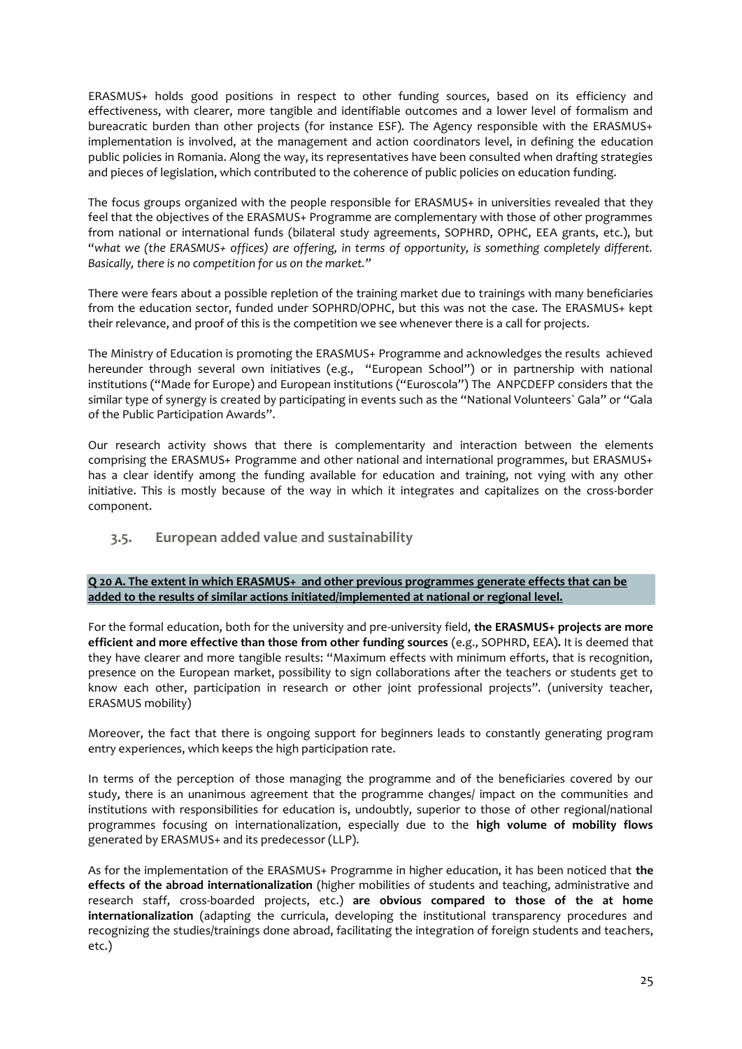ERASMUS+ holds good positions in respect to other funding sources, based on its efficiency and effectiveness, with clearer, more tangible and identifiable outcomes and a lower level of formalism and bureacratic burden than other projects (for instance ESF). The Agency responsible with the ERASMUS+ implementation is involved, at the management and action coordinators level, in defining the education public policies in Romania. Along the way, its representatives have been consulted when drafting strategies and pieces of legislation, which contributed to the coherence of public policies on education funding.

The focus groups organized with the people responsible for ERASMUS+ in universities revealed that they feel that the objectives of the ERASMUS+ Programme are complementary with those of other programmes from national or international funds (bilateral study agreements, SOPHRD, OPHC, EEA grants, etc.), but "*what we (the ERASMUS+ offices) are offering, in terms of opportunity, is something completely different. Basically, there is no competition for us on the market.*"

There were fears about a possible repletion of the training market due to trainings with many beneficiaries from the education sector, funded under SOPHRD/OPHC, but this was not the case. The ERASMUS+ kept their relevance, and proof of this is the competition we see whenever there is a call for projects.

The Ministry of Education is promoting the ERASMUS+ Programme and acknowledges the results achieved hereunder through several own initiatives (e.g., "European School") or in partnership with national institutions ("Made for Europe) and European institutions ("Euroscola") The ANPCDEFP considers that the similar type of synergy is created by participating in events such as the "National Volunteers` Gala" or "Gala of the Public Participation Awards".

Our research activity shows that there is complementarity and interaction between the elements comprising the ERASMUS+ Programme and other national and international programmes, but ERASMUS+ has a clear identify among the funding available for education and training, not vying with any other initiative. This is mostly because of the way in which it integrates and capitalizes on the cross-border component.

## 3.5. European added value and sustainability

**Q 20 A. The extent in which ERASMUS+ and other previous programmes generate effects that can be added to the results of similar actions initiated/implemented at national or regional level.**

For the formal education, both for the university and pre-university field, **the ERASMUS+ projects are more efficient and more effective than those from other funding sources** (e.g., SOPHRD, EEA)**.** It is deemed that they have clearer and more tangible results: "Maximum effects with minimum efforts, that is recognition, presence on the European market, possibility to sign collaborations after the teachers or students get to know each other, participation in research or other joint professional projects". (university teacher, ERASMUS mobility)

Moreover, the fact that there is ongoing support for beginners leads to constantly generating program entry experiences, which keeps the high participation rate.

In terms of the perception of those managing the programme and of the beneficiaries covered by our study, there is an unanimous agreement that the programme changes/ impact on the communities and institutions with responsibilities for education is, undoubtly, superior to those of other regional/national programmes focusing on internationalization, especially due to the **high volume of mobility flows** generated by ERASMUS+ and its predecessor (LLP).

As for the implementation of the ERASMUS+ Programme in higher education, it has been noticed that **the effects of the abroad internationalization** (higher mobilities of students and teaching, administrative and research staff, cross-boarded projects, etc.) **are obvious compared to those of the at home internationalization** (adapting the curricula, developing the institutional transparency procedures and recognizing the studies/trainings done abroad, facilitating the integration of foreign students and teachers, etc.)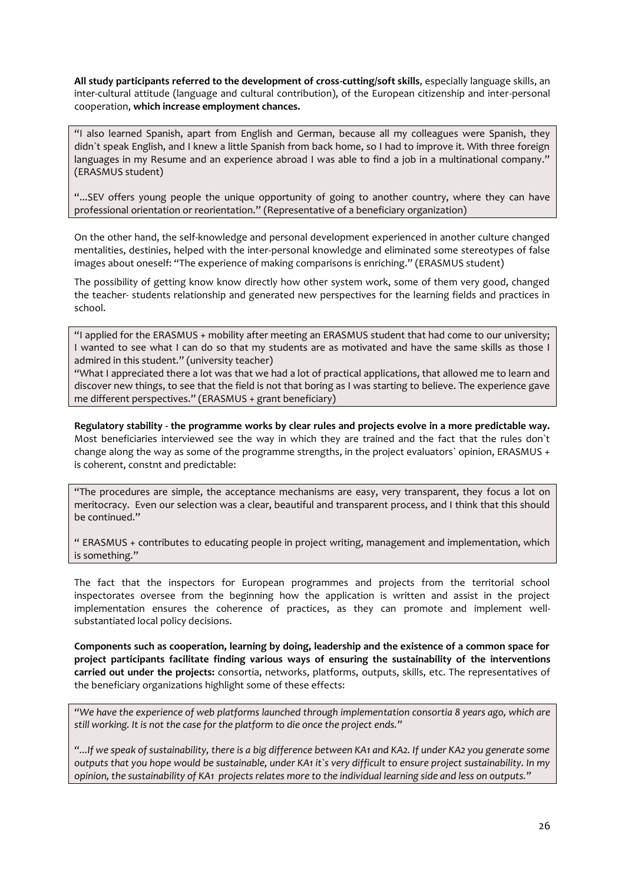**All study participants referred to the development of cross-cutting/soft skills**, especially language skills, an inter-cultural attitude (language and cultural contribution), of the European citizenship and inter-personal cooperation, **which increase employment chances.**

> "I also learned Spanish, apart from English and German, because all my colleagues were Spanish, they didn`t speak English, and I knew a little Spanish from back home, so I had to improve it. With three foreign languages in my Resume and an experience abroad I was able to find a job in a multinational company." (ERASMUS student)
>
> "...SEV offers young people the unique opportunity of going to another country, where they can have professional orientation or reorientation." (Representative of a beneficiary organization)

On the other hand, the self-knowledge and personal development experienced in another culture changed mentalities, destinies, helped with the inter-personal knowledge and eliminated some stereotypes of false images about oneself: "The experience of making comparisons is enriching." (ERASMUS student)

The possibility of getting know know directly how other system work, some of them very good, changed the teacher- students relationship and generated new perspectives for the learning fields and practices in school.

> "I applied for the ERASMUS + mobility after meeting an ERASMUS student that had come to our university; I wanted to see what I can do so that my students are as motivated and have the same skills as those I admired in this student." (university teacher)
>
> "What I appreciated there a lot was that we had a lot of practical applications, that allowed me to learn and discover new things, to see that the field is not that boring as I was starting to believe. The experience gave me different perspectives." (ERASMUS + grant beneficiary)

**Regulatory stability - the programme works by clear rules and projects evolve in a more predictable way.** Most beneficiaries interviewed see the way in which they are trained and the fact that the rules don`t change along the way as some of the programme strengths, in the project evaluators` opinion, ERASMUS + is coherent, constnt and predictable:

> "The procedures are simple, the acceptance mechanisms are easy, very transparent, they focus a lot on meritocracy. Even our selection was a clear, beautiful and transparent process, and I think that this should be continued."
>
> " ERASMUS + contributes to educating people in project writing, management and implementation, which is something."

The fact that the inspectors for European programmes and projects from the territorial school inspectorates oversee from the beginning how the application is written and assist in the project implementation ensures the coherence of practices, as they can promote and implement well-substantiated local policy decisions.

**Components such as cooperation, learning by doing, leadership and the existence of a common space for project participants facilitate finding various ways of ensuring the sustainability of the interventions carried out under the projects:** consortia, networks, platforms, outputs, skills, etc. The representatives of the beneficiary organizations highlight some of these effects:

> *"We have the experience of web platforms launched through implementation consortia 8 years ago, which are still working. It is not the case for the platform to die once the project ends."*
>
> *"...If we speak of sustainability, there is a big difference between KA1 and KA2. If under KA2 you generate some outputs that you hope would be sustainable, under KA1 it`s very difficult to ensure project sustainability. In my opinion, the sustainability of KA1 projects relates more to the individual learning side and less on outputs."*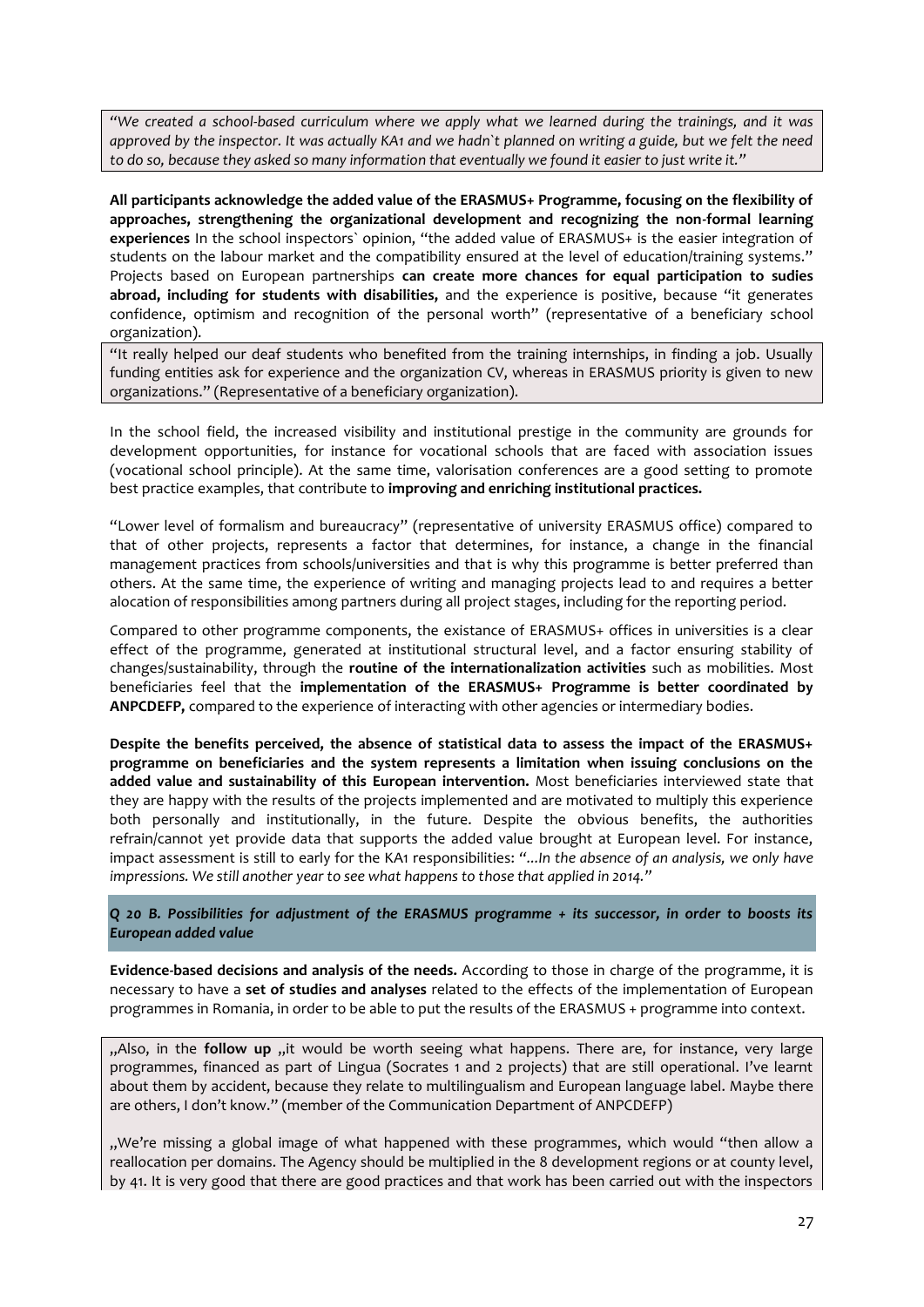*"We created a school-based curriculum where we apply what we learned during the trainings, and it was approved by the inspector. It was actually KA1 and we hadn`t planned on writing a guide, but we felt the need to do so, because they asked so many information that eventually we found it easier to just write it."*

**All participants acknowledge the added value of the ERASMUS+ Programme, focusing on the flexibility of approaches, strengthening the organizational development and recognizing the non-formal learning experiences** In the school inspectors` opinion, "the added value of ERASMUS+ is the easier integration of students on the labour market and the compatibility ensured at the level of education/training systems." Projects based on European partnerships **can create more chances for equal participation to sudies abroad, including for students with disabilities,** and the experience is positive, because "it generates confidence, optimism and recognition of the personal worth" (representative of a beneficiary school organization).

"It really helped our deaf students who benefited from the training internships, in finding a job. Usually funding entities ask for experience and the organization CV, whereas in ERASMUS priority is given to new organizations." (Representative of a beneficiary organization).

In the school field, the increased visibility and institutional prestige in the community are grounds for development opportunities, for instance for vocational schools that are faced with association issues (vocational school principle). At the same time, valorisation conferences are a good setting to promote best practice examples, that contribute to **improving and enriching institutional practices.**

"Lower level of formalism and bureaucracy" (representative of university ERASMUS office) compared to that of other projects, represents a factor that determines, for instance, a change in the financial management practices from schools/universities and that is why this programme is better preferred than others. At the same time, the experience of writing and managing projects lead to and requires a better allocation of responsibilities among partners during all project stages, including for the reporting period.

Compared to other programme components, the existance of ERASMUS+ offices in universities is a clear effect of the programme, generated at institutional structural level, and a factor ensuring stability of changes/sustainability, through the **routine of the internationalization activities** such as mobilities. Most beneficiaries feel that the **implementation of the ERASMUS+ Programme is better coordinated by ANPCDEFP,** compared to the experience of interacting with other agencies or intermediary bodies.

**Despite the benefits perceived, the absence of statistical data to assess the impact of the ERASMUS+ programme on beneficiaries and the system represents a limitation when issuing conclusions on the added value and sustainability of this European intervention.** Most beneficiaries interviewed state that they are happy with the results of the projects implemented and are motivated to multiply this experience both personally and institutionally, in the future. Despite the obvious benefits, the authorities refrain/cannot yet provide data that supports the added value brought at European level. For instance, impact assessment is still to early for the KA1 responsibilities: *"...In the absence of an analysis, we only have impressions. We still another year to see what happens to those that applied in 2014."*

### *Q 20 B. Possibilities for adjustment of the ERASMUS programme + its successor, in order to boosts its European added value*

**Evidence-based decisions and analysis of the needs.** According to those in charge of the programme, it is necessary to have a **set of studies and analyses** related to the effects of the implementation of European programmes in Romania, in order to be able to put the results of the ERASMUS + programme into context.

„Also, in the **follow up** „it would be worth seeing what happens. There are, for instance, very large programmes, financed as part of Lingua (Socrates 1 and 2 projects) that are still operational. I've learnt about them by accident, because they relate to multilingualism and European language label. Maybe there are others, I don't know." (member of the Communication Department of ANPCDEFP)

„We're missing a global image of what happened with these programmes, which would "then allow a reallocation per domains. The Agency should be multiplied in the 8 development regions or at county level, by 41. It is very good that there are good practices and that work has been carried out with the inspectors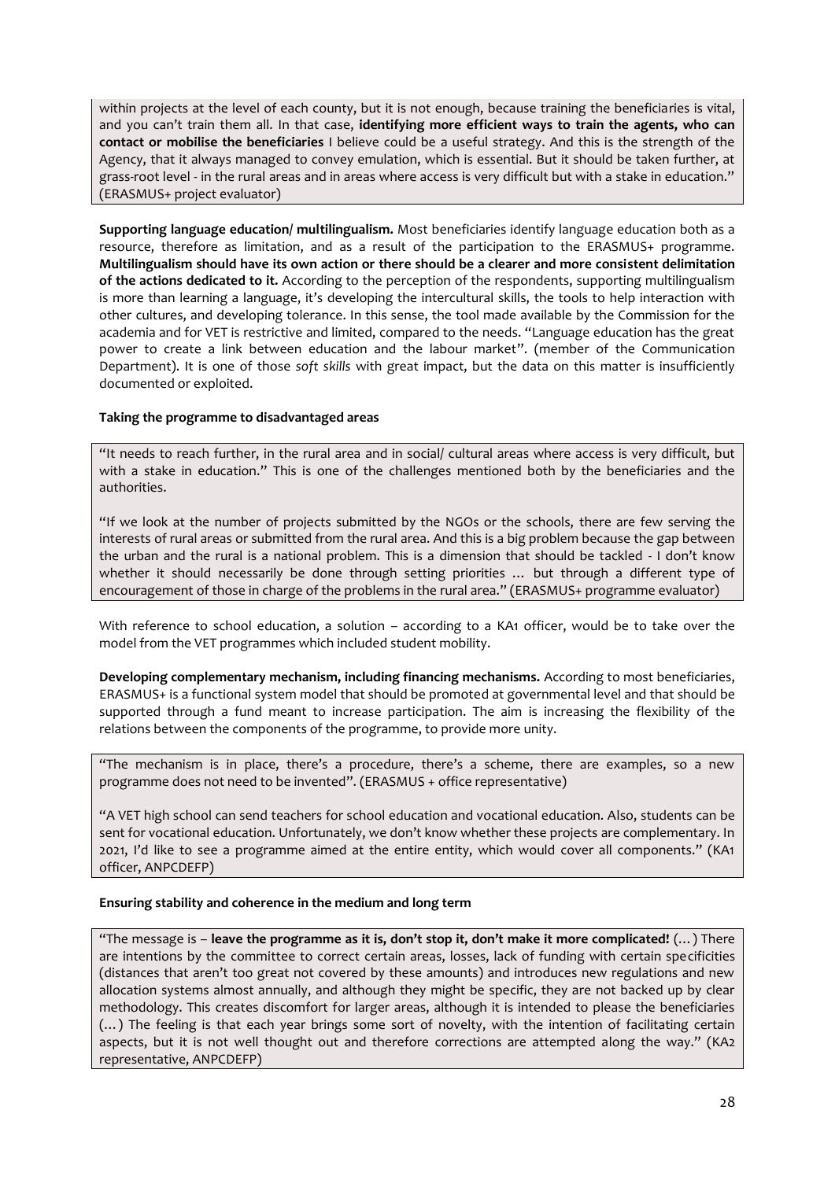within projects at the level of each county, but it is not enough, because training the beneficiaries is vital, and you can't train them all. In that case, **identifying more efficient ways to train the agents, who can contact or mobilise the beneficiaries** I believe could be a useful strategy. And this is the strength of the Agency, that it always managed to convey emulation, which is essential. But it should be taken further, at grass-root level - in the rural areas and in areas where access is very difficult but with a stake in education." (ERASMUS+ project evaluator)

**Supporting language education/ multilingualism.** Most beneficiaries identify language education both as a resource, therefore as limitation, and as a result of the participation to the ERASMUS+ programme. **Multilingualism should have its own action or there should be a clearer and more consistent delimitation of the actions dedicated to it.** According to the perception of the respondents, supporting multilingualism is more than learning a language, it's developing the intercultural skills, the tools to help interaction with other cultures, and developing tolerance. In this sense, the tool made available by the Commission for the academia and for VET is restrictive and limited, compared to the needs. "Language education has the great power to create a link between education and the labour market". (member of the Communication Department). It is one of those *soft skills* with great impact, but the data on this matter is insufficiently documented or exploited.

**Taking the programme to disadvantaged areas**

"It needs to reach further, in the rural area and in social/ cultural areas where access is very difficult, but with a stake in education." This is one of the challenges mentioned both by the beneficiaries and the authorities.

"If we look at the number of projects submitted by the NGOs or the schools, there are few serving the interests of rural areas or submitted from the rural area. And this is a big problem because the gap between the urban and the rural is a national problem. This is a dimension that should be tackled - I don't know whether it should necessarily be done through setting priorities … but through a different type of encouragement of those in charge of the problems in the rural area." (ERASMUS+ programme evaluator)

With reference to school education, a solution – according to a KA1 officer, would be to take over the model from the VET programmes which included student mobility.

**Developing complementary mechanism, including financing mechanisms.** According to most beneficiaries, ERASMUS+ is a functional system model that should be promoted at governmental level and that should be supported through a fund meant to increase participation. The aim is increasing the flexibility of the relations between the components of the programme, to provide more unity.

"The mechanism is in place, there's a procedure, there's a scheme, there are examples, so a new programme does not need to be invented". (ERASMUS + office representative)

"A VET high school can send teachers for school education and vocational education. Also, students can be sent for vocational education. Unfortunately, we don't know whether these projects are complementary. In 2021, I'd like to see a programme aimed at the entire entity, which would cover all components." (KA1 officer, ANPCDEFP)

**Ensuring stability and coherence in the medium and long term**

"The message is – **leave the programme as it is, don't stop it, don't make it more complicated!** (…) There are intentions by the committee to correct certain areas, losses, lack of funding with certain specificities (distances that aren't too great not covered by these amounts) and introduces new regulations and new allocation systems almost annually, and although they might be specific, they are not backed up by clear methodology. This creates discomfort for larger areas, although it is intended to please the beneficiaries (…) The feeling is that each year brings some sort of novelty, with the intention of facilitating certain aspects, but it is not well thought out and therefore corrections are attempted along the way." (KA2 representative, ANPCDEFP)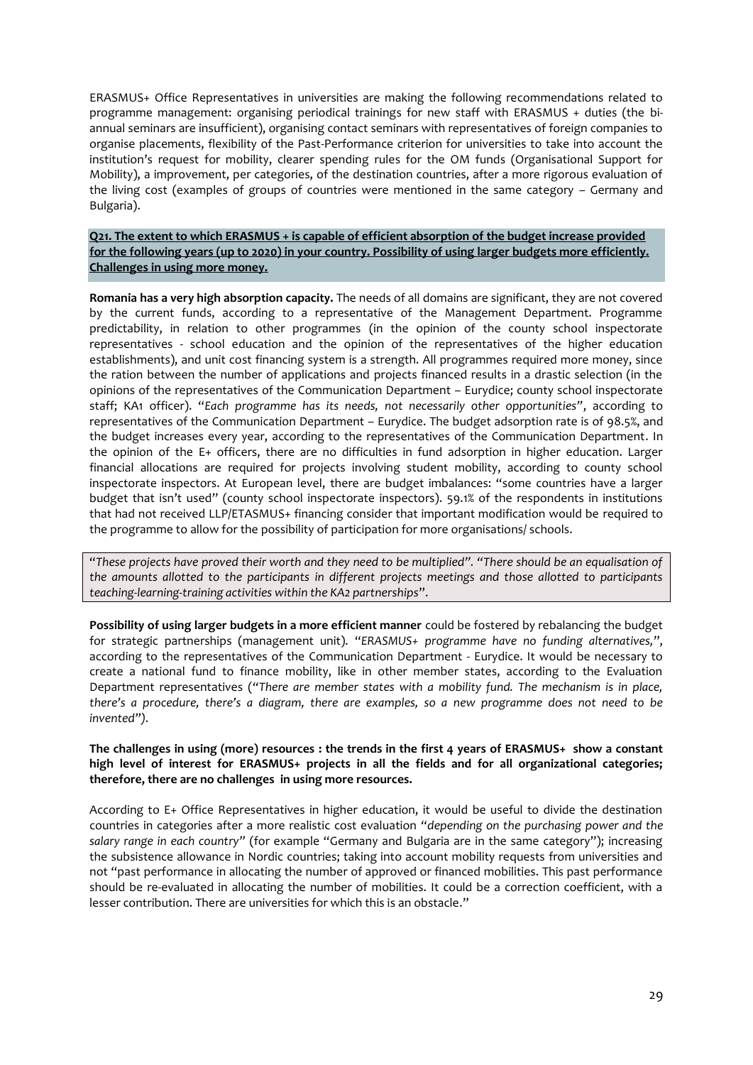ERASMUS+ Office Representatives in universities are making the following recommendations related to programme management: organising periodical trainings for new staff with ERASMUS + duties (the bi-annual seminars are insufficient), organising contact seminars with representatives of foreign companies to organise placements, flexibility of the Past-Performance criterion for universities to take into account the institution's request for mobility, clearer spending rules for the OM funds (Organisational Support for Mobility), a improvement, per categories, of the destination countries, after a more rigorous evaluation of the living cost (examples of groups of countries were mentioned in the same category – Germany and Bulgaria).

**Q21. The extent to which ERASMUS + is capable of efficient absorption of the budget increase provided for the following years (up to 2020) in your country. Possibility of using larger budgets more efficiently. Challenges in using more money.**

**Romania has a very high absorption capacity.** The needs of all domains are significant, they are not covered by the current funds, according to a representative of the Management Department. Programme predictability, in relation to other programmes (in the opinion of the county school inspectorate representatives - school education and the opinion of the representatives of the higher education establishments), and unit cost financing system is a strength. All programmes required more money, since the ration between the number of applications and projects financed results in a drastic selection (in the opinions of the representatives of the Communication Department – Eurydice; county school inspectorate staff; KA1 officer). "*Each programme has its needs, not necessarily other opportunities*", according to representatives of the Communication Department – Eurydice. The budget adsorption rate is of 98.5%, and the budget increases every year, according to the representatives of the Communication Department. In the opinion of the E+ officers, there are no difficulties in fund adsorption in higher education. Larger financial allocations are required for projects involving student mobility, according to county school inspectorate inspectors. At European level, there are budget imbalances: "some countries have a larger budget that isn't used" (county school inspectorate inspectors). 59.1% of the respondents in institutions that had not received LLP/ETASMUS+ financing consider that important modification would be required to the programme to allow for the possibility of participation for more organisations/ schools.

"*These projects have proved their worth and they need to be multiplied*". "*There should be an equalisation of the amounts allotted to the participants in different projects meetings and those allotted to participants teaching-learning-training activities within the KA2 partnerships*".

**Possibility of using larger budgets in a more efficient manner** could be fostered by rebalancing the budget for strategic partnerships (management unit). "*ERASMUS+ programme have no funding alternatives,*", according to the representatives of the Communication Department - Eurydice. It would be necessary to create a national fund to finance mobility, like in other member states, according to the Evaluation Department representatives ("*There are member states with a mobility fund. The mechanism is in place, there's a procedure, there's a diagram, there are examples, so a new programme does not need to be invented*").

**The challenges in using (more) resources : the trends in the first 4 years of ERASMUS+ show a constant high level of interest for ERASMUS+ projects in all the fields and for all organizational categories; therefore, there are no challenges in using more resources.**

According to E+ Office Representatives in higher education, it would be useful to divide the destination countries in categories after a more realistic cost evaluation "*depending on the purchasing power and the salary range in each country*" (for example "Germany and Bulgaria are in the same category"); increasing the subsistence allowance in Nordic countries; taking into account mobility requests from universities and not "past performance in allocating the number of approved or financed mobilities. This past performance should be re-evaluated in allocating the number of mobilities. It could be a correction coefficient, with a lesser contribution. There are universities for which this is an obstacle."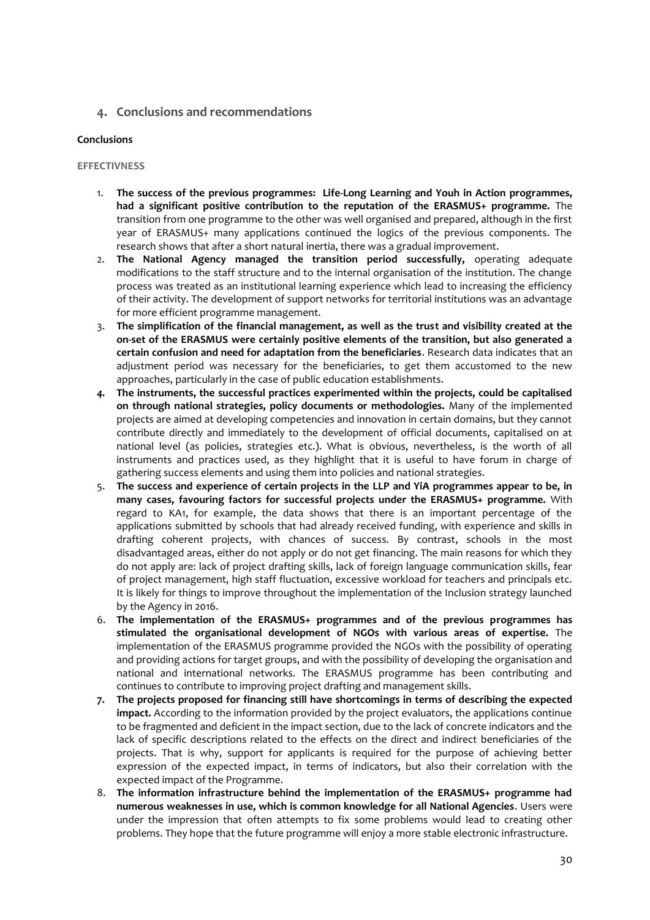## 4. Conclusions and recommendations

**Conclusions**

EFFECTIVNESS

1. **The success of the previous programmes: Life-Long Learning and Youh in Action programmes, had a significant positive contribution to the reputation of the ERASMUS+ programme.** The transition from one programme to the other was well organised and prepared, although in the first year of ERASMUS+ many applications continued the logics of the previous components. The research shows that after a short natural inertia, there was a gradual improvement.
2. **The National Agency managed the transition period successfully,** operating adequate modifications to the staff structure and to the internal organisation of the institution. The change process was treated as an institutional learning experience which lead to increasing the efficiency of their activity. The development of support networks for territorial institutions was an advantage for more efficient programme management.
3. **The simplification of the financial management, as well as the trust and visibility created at the on-set of the ERASMUS were certainly positive elements of the transition, but also generated a certain confusion and need for adaptation from the beneficiaries**. Research data indicates that an adjustment period was necessary for the beneficiaries, to get them accustomed to the new approaches, particularly in the case of public education establishments.
4. ***The instruments, the successful practices experimented within the projects, could be capitalised on through national strategies, policy documents or methodologies.*** Many of the implemented projects are aimed at developing competencies and innovation in certain domains, but they cannot contribute directly and immediately to the development of official documents, capitalised on at national level (as policies, strategies etc.). What is obvious, nevertheless, is the worth of all instruments and practices used, as they highlight that it is useful to have forum in charge of gathering success elements and using them into policies and national strategies.
5. **The success and experience of certain projects in the LLP and YiA programmes appear to be, in many cases, favouring factors for successful projects under the ERASMUS+ programme.** With regard to KA1, for example, the data shows that there is an important percentage of the applications submitted by schools that had already received funding, with experience and skills in drafting coherent projects, with chances of success. By contrast, schools in the most disadvantaged areas, either do not apply or do not get financing. The main reasons for which they do not apply are: lack of project drafting skills, lack of foreign language communication skills, fear of project management, high staff fluctuation, excessive workload for teachers and principals etc. It is likely for things to improve throughout the implementation of the Inclusion strategy launched by the Agency in 2016.
6. **The implementation of the ERASMUS+ programmes and of the previous programmes has stimulated the organisational development of NGOs with various areas of expertise.** The implementation of the ERASMUS programme provided the NGOs with the possibility of operating and providing actions for target groups, and with the possibility of developing the organisation and national and international networks. The ERASMUS programme has been contributing and continues to contribute to improving project drafting and management skills.
7. **The projects proposed for financing still have shortcomings in terms of describing the expected impact.** According to the information provided by the project evaluators, the applications continue to be fragmented and deficient in the impact section, due to the lack of concrete indicators and the lack of specific descriptions related to the effects on the direct and indirect beneficiaries of the projects. That is why, support for applicants is required for the purpose of achieving better expression of the expected impact, in terms of indicators, but also their correlation with the expected impact of the Programme.
8. **The information infrastructure behind the implementation of the ERASMUS+ programme had numerous weaknesses in use, which is common knowledge for all National Agencies**. Users were under the impression that often attempts to fix some problems would lead to creating other problems. They hope that the future programme will enjoy a more stable electronic infrastructure.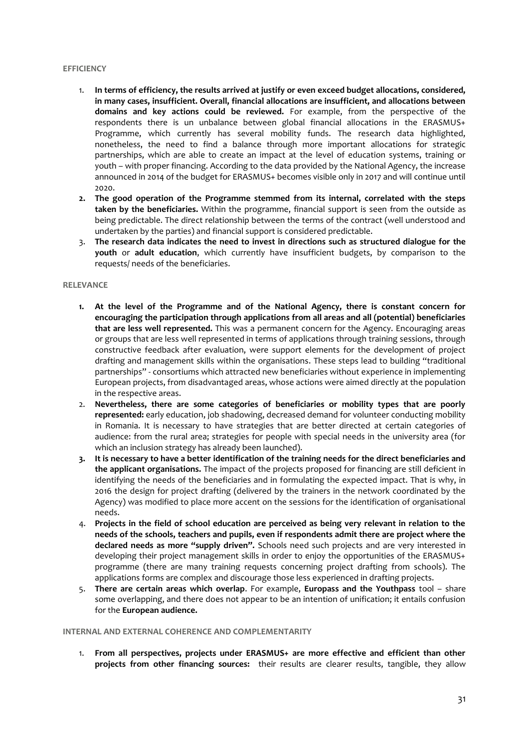**EFFICIENCY**

1. **In terms of efficiency, the results arrived at justify or even exceed budget allocations, considered, in many cases, insufficient. Overall, financial allocations are insufficient, and allocations between domains and key actions could be reviewed.** For example, from the perspective of the respondents there is un unbalance between global financial allocations in the ERASMUS+ Programme, which currently has several mobility funds. The research data highlighted, nonetheless, the need to find a balance through more important allocations for strategic partnerships, which are able to create an impact at the level of education systems, training or youth – with proper financing. According to the data provided by the National Agency, the increase announced in 2014 of the budget for ERASMUS+ becomes visible only in 2017 and will continue until 2020.
2. **The good operation of the Programme stemmed from its internal, correlated with the steps taken by the beneficiaries.** Within the programme, financial support is seen from the outside as being predictable. The direct relationship between the terms of the contract (well understood and undertaken by the parties) and financial support is considered predictable.
3. **The research data indicates the need to invest in directions such as structured dialogue for the youth** or **adult education**, which currently have insufficient budgets, by comparison to the requests/ needs of the beneficiaries.

**RELEVANCE**

1. **At the level of the Programme and of the National Agency, there is constant concern for encouraging the participation through applications from all areas and all (potential) beneficiaries that are less well represented.** This was a permanent concern for the Agency. Encouraging areas or groups that are less well represented in terms of applications through training sessions, through constructive feedback after evaluation, were support elements for the development of project drafting and management skills within the organisations. These steps lead to building "traditional partnerships" - consortiums which attracted new beneficiaries without experience in implementing European projects, from disadvantaged areas, whose actions were aimed directly at the population in the respective areas.
2. **Nevertheless, there are some categories of beneficiaries or mobility types that are poorly represented:** early education, job shadowing, decreased demand for volunteer conducting mobility in Romania. It is necessary to have strategies that are better directed at certain categories of audience: from the rural area; strategies for people with special needs in the university area (for which an inclusion strategy has already been launched).
3. **It is necessary to have a better identification of the training needs for the direct beneficiaries and the applicant organisations.** The impact of the projects proposed for financing are still deficient in identifying the needs of the beneficiaries and in formulating the expected impact. That is why, in 2016 the design for project drafting (delivered by the trainers in the network coordinated by the Agency) was modified to place more accent on the sessions for the identification of organisational needs.
4. **Projects in the field of school education are perceived as being very relevant in relation to the needs of the schools, teachers and pupils, even if respondents admit there are project where the declared needs as more "supply driven".** Schools need such projects and are very interested in developing their project management skills in order to enjoy the opportunities of the ERASMUS+ programme (there are many training requests concerning project drafting from schools). The applications forms are complex and discourage those less experienced in drafting projects.
5. **There are certain areas which overlap**. For example, **Europass and the Youthpass** tool – share some overlapping, and there does not appear to be an intention of unification; it entails confusion for the **European audience.**

**INTERNAL AND EXTERNAL COHERENCE AND COMPLEMENTARITY**

1. **From all perspectives, projects under ERASMUS+ are more effective and efficient than other projects from other financing sources:** their results are clearer results, tangible, they allow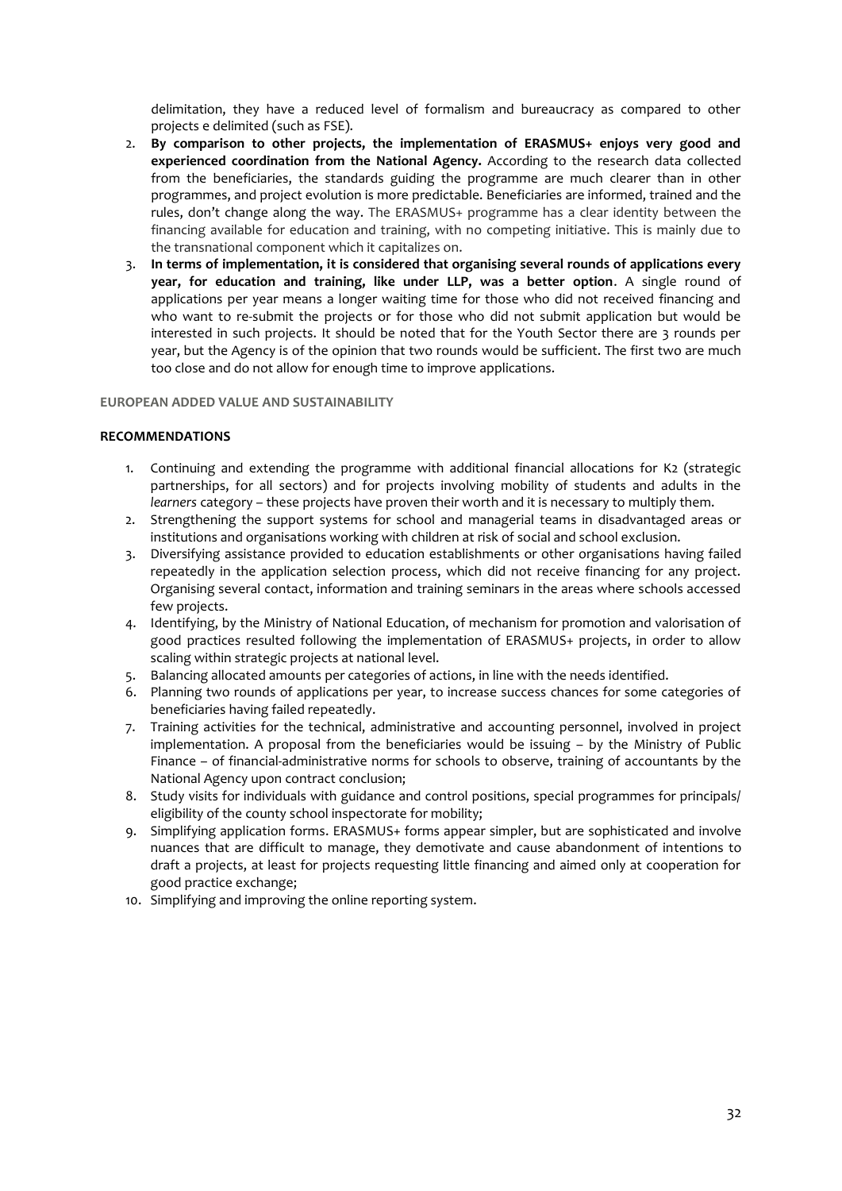delimitation, they have a reduced level of formalism and bureaucracy as compared to other projects e delimited (such as FSE).

2. **By comparison to other projects, the implementation of ERASMUS+ enjoys very good and experienced coordination from the National Agency.** According to the research data collected from the beneficiaries, the standards guiding the programme are much clearer than in other programmes, and project evolution is more predictable. Beneficiaries are informed, trained and the rules, don't change along the way. The ERASMUS+ programme has a clear identity between the financing available for education and training, with no competing initiative. This is mainly due to the transnational component which it capitalizes on.
3. **In terms of implementation, it is considered that organising several rounds of applications every year, for education and training, like under LLP, was a better option**. A single round of applications per year means a longer waiting time for those who did not received financing and who want to re-submit the projects or for those who did not submit application but would be interested in such projects. It should be noted that for the Youth Sector there are 3 rounds per year, but the Agency is of the opinion that two rounds would be sufficient. The first two are much too close and do not allow for enough time to improve applications.

#### EUROPEAN ADDED VALUE AND SUSTAINABILITY

#### RECOMMENDATIONS

1. Continuing and extending the programme with additional financial allocations for K2 (strategic partnerships, for all sectors) and for projects involving mobility of students and adults in the *learners* category – these projects have proven their worth and it is necessary to multiply them.
2. Strengthening the support systems for school and managerial teams in disadvantaged areas or institutions and organisations working with children at risk of social and school exclusion.
3. Diversifying assistance provided to education establishments or other organisations having failed repeatedly in the application selection process, which did not receive financing for any project. Organising several contact, information and training seminars in the areas where schools accessed few projects.
4. Identifying, by the Ministry of National Education, of mechanism for promotion and valorisation of good practices resulted following the implementation of ERASMUS+ projects, in order to allow scaling within strategic projects at national level.
5. Balancing allocated amounts per categories of actions, in line with the needs identified.
6. Planning two rounds of applications per year, to increase success chances for some categories of beneficiaries having failed repeatedly.
7. Training activities for the technical, administrative and accounting personnel, involved in project implementation. A proposal from the beneficiaries would be issuing – by the Ministry of Public Finance – of financial-administrative norms for schools to observe, training of accountants by the National Agency upon contract conclusion;
8. Study visits for individuals with guidance and control positions, special programmes for principals/ eligibility of the county school inspectorate for mobility;
9. Simplifying application forms. ERASMUS+ forms appear simpler, but are sophisticated and involve nuances that are difficult to manage, they demotivate and cause abandonment of intentions to draft a projects, at least for projects requesting little financing and aimed only at cooperation for good practice exchange;
10. Simplifying and improving the online reporting system.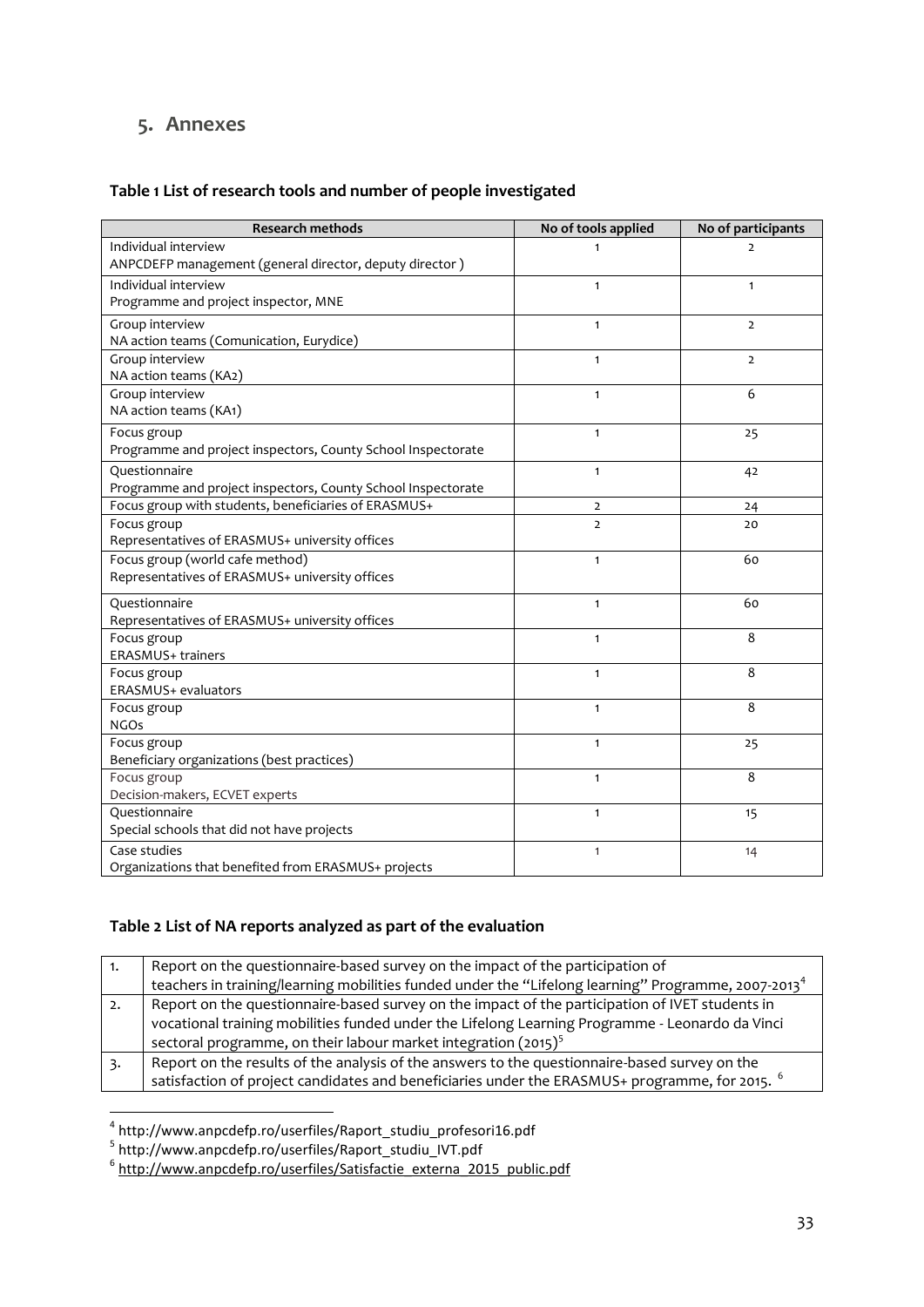## 5. Annexes

### Table 1 List of research tools and number of people investigated

| Research methods | No of tools applied | No of participants |
|---|---|---|
| Individual interview<br>ANPCDEFP management (general director, deputy director ) | 1 | 2 |
| Individual interview<br>Programme and project inspector, MNE | 1 | 1 |
| Group interview<br>NA action teams (Comunication, Eurydice) | 1 | 2 |
| Group interview<br>NA action teams (KA2) | 1 | 2 |
| Group interview<br>NA action teams (KA1) | 1 | 6 |
| Focus group<br>Programme and project inspectors, County School Inspectorate | 1 | 25 |
| Questionnaire<br>Programme and project inspectors, County School Inspectorate | 1 | 42 |
| Focus group with students, beneficiaries of ERASMUS+ | 2 | 24 |
| Focus group<br>Representatives of ERASMUS+ university offices | 2 | 20 |
| Focus group (world cafe method)<br>Representatives of ERASMUS+ university offices | 1 | 60 |
| Questionnaire<br>Representatives of ERASMUS+ university offices | 1 | 60 |
| Focus group<br>ERASMUS+ trainers | 1 | 8 |
| Focus group<br>ERASMUS+ evaluators | 1 | 8 |
| Focus group<br>NGOs | 1 | 8 |
| Focus group<br>Beneficiary organizations (best practices) | 1 | 25 |
| Focus group<br>Decision-makers, ECVET experts | 1 | 8 |
| Questionnaire<br>Special schools that did not have projects | 1 | 15 |
| Case studies<br>Organizations that benefited from ERASMUS+ projects | 1 | 14 |

### Table 2 List of NA reports analyzed as part of the evaluation

| | |
|---|---|
| 1. | Report on the questionnaire-based survey on the impact of the participation of teachers in training/learning mobilities funded under the "Lifelong learning" Programme, 2007-2013[4] |
| 2. | Report on the questionnaire-based survey on the impact of the participation of IVET students in vocational training mobilities funded under the Lifelong Learning Programme - Leonardo da Vinci sectoral programme, on their labour market integration (2015)[5] |
| 3. | Report on the results of the analysis of the answers to the questionnaire-based survey on the satisfaction of project candidates and beneficiaries under the ERASMUS+ programme, for 2015. [6] |

[4] http://www.anpcdefp.ro/userfiles/Raport_studiu_profesori16.pdf

[5] http://www.anpcdefp.ro/userfiles/Raport_studiu_IVT.pdf

[6] http://www.anpcdefp.ro/userfiles/Satisfactie_externa_2015_public.pdf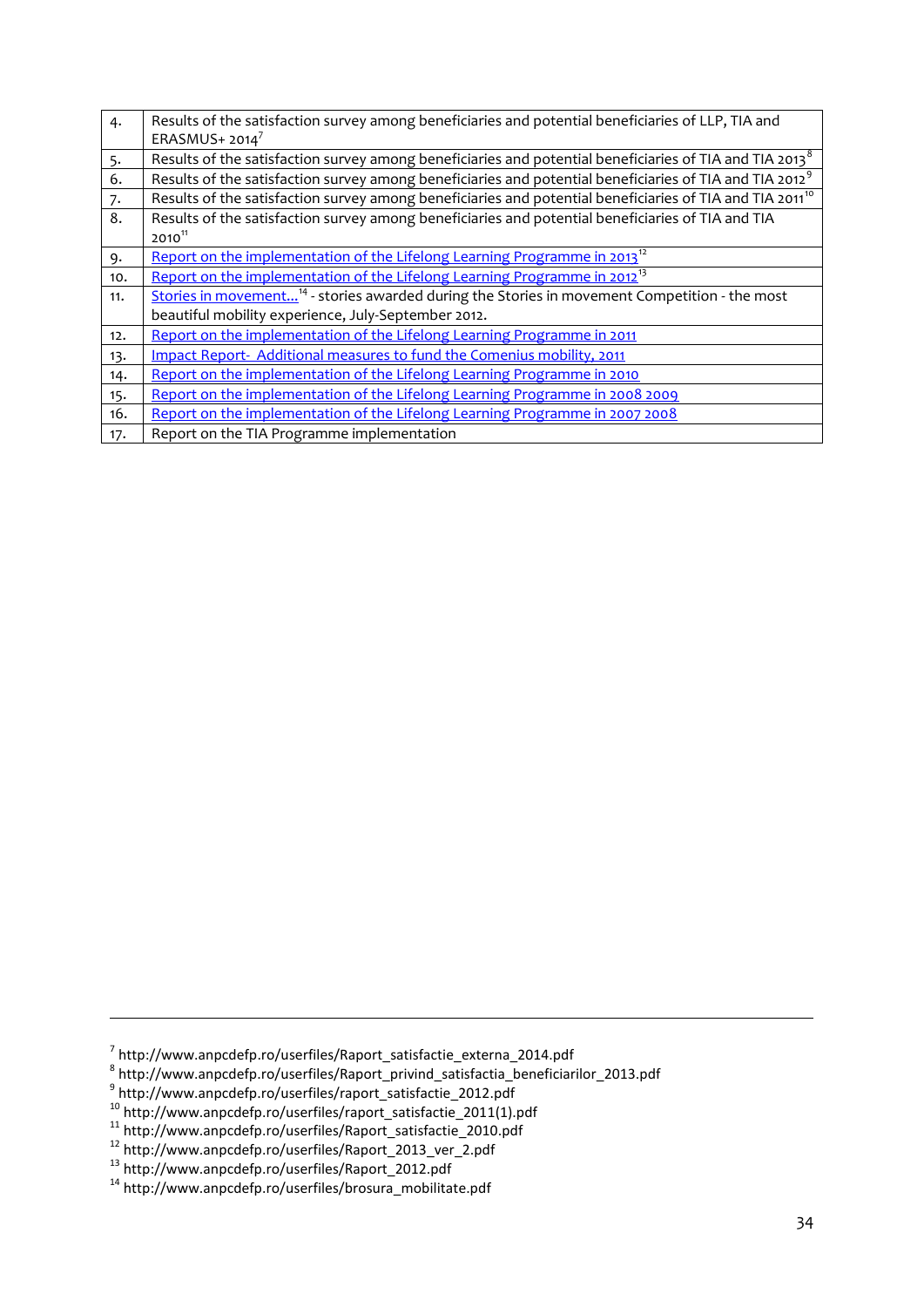| | |
|---|---|
| 4. | Results of the satisfaction survey among beneficiaries and potential beneficiaries of LLP, TIA and ERASMUS+ 2014[7] |
| 5. | Results of the satisfaction survey among beneficiaries and potential beneficiaries of TIA and TIA 2013[8] |
| 6. | Results of the satisfaction survey among beneficiaries and potential beneficiaries of TIA and TIA 2012[9] |
| 7. | Results of the satisfaction survey among beneficiaries and potential beneficiaries of TIA and TIA 2011[10] |
| 8. | Results of the satisfaction survey among beneficiaries and potential beneficiaries of TIA and TIA 2010[11] |
| 9. | Report on the implementation of the Lifelong Learning Programme in 2013[12] |
| 10. | Report on the implementation of the Lifelong Learning Programme in 2012[13] |
| 11. | Stories in movement...[14] - stories awarded during the Stories in movement Competition - the most beautiful mobility experience, July-September 2012. |
| 12. | Report on the implementation of the Lifelong Learning Programme in 2011 |
| 13. | Impact Report- Additional measures to fund the Comenius mobility, 2011 |
| 14. | Report on the implementation of the Lifelong Learning Programme in 2010 |
| 15. | Report on the implementation of the Lifelong Learning Programme in 2008 2009 |
| 16. | Report on the implementation of the Lifelong Learning Programme in 2007 2008 |
| 17. | Report on the TIA Programme implementation |

[7] http://www.anpcdefp.ro/userfiles/Raport_satisfactie_externa_2014.pdf

[8] http://www.anpcdefp.ro/userfiles/Raport_privind_satisfactia_beneficiarilor_2013.pdf

[9] http://www.anpcdefp.ro/userfiles/raport_satisfactie_2012.pdf

[10] http://www.anpcdefp.ro/userfiles/raport_satisfactie_2011(1).pdf

[11] http://www.anpcdefp.ro/userfiles/Raport_satisfactie_2010.pdf

[12] http://www.anpcdefp.ro/userfiles/Raport_2013_ver_2.pdf

[13] http://www.anpcdefp.ro/userfiles/Raport_2012.pdf

[14] http://www.anpcdefp.ro/userfiles/brosura_mobilitate.pdf